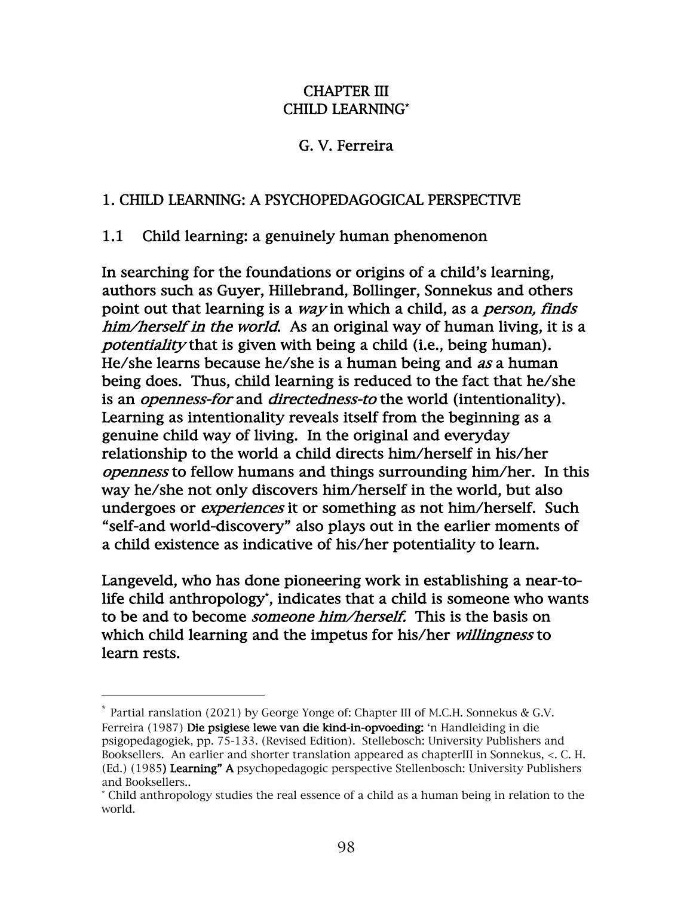# CHAPTER III
# CHILD LEARNING*

G. V. Ferreira

## 1. CHILD LEARNING: A PSYCHOPEDAGOGICAL PERSPECTIVE

### 1.1 Child learning: a genuinely human phenomenon

In searching for the foundations or origins of a child's learning, authors such as Guyer, Hillebrand, Bollinger, Sonnekus and others point out that learning is a *way* in which a child, as a *person, finds him/herself in the world*. As an original way of human living, it is a *potentiality* that is given with being a child (i.e., being human). He/she learns because he/she is a human being and *as* a human being does. Thus, child learning is reduced to the fact that he/she is an *openness-for* and *directedness-to* the world (intentionality). Learning as intentionality reveals itself from the beginning as a genuine child way of living. In the original and everyday relationship to the world a child directs him/herself in his/her *openness* to fellow humans and things surrounding him/her. In this way he/she not only discovers him/herself in the world, but also undergoes or *experiences* it or something as not him/herself. Such "self-and world-discovery" also plays out in the earlier moments of a child existence as indicative of his/her potentiality to learn.

Langeveld, who has done pioneering work in establishing a near-to-life child anthropology*, indicates that a child is someone who wants to be and to become *someone him/herself.* This is the basis on which child learning and the impetus for his/her *willingness* to learn rests.

---

\* Partial ranslation (2021) by George Yonge of: Chapter III of M.C.H. Sonnekus & G.V. Ferreira (1987) **Die psigiese lewe van die kind-in-opvoeding:** 'n Handleiding in die psigopedagogiek, pp. 75-133. (Revised Edition). Stellebosch: University Publishers and Booksellers. An earlier and shorter translation appeared as chapterIII in Sonnekus, <. C. H. (Ed.) (1985**) Learning" A** psychopedagogic perspective Stellenbosch: University Publishers and Booksellers..

\* Child anthropology studies the real essence of a child as a human being in relation to the world.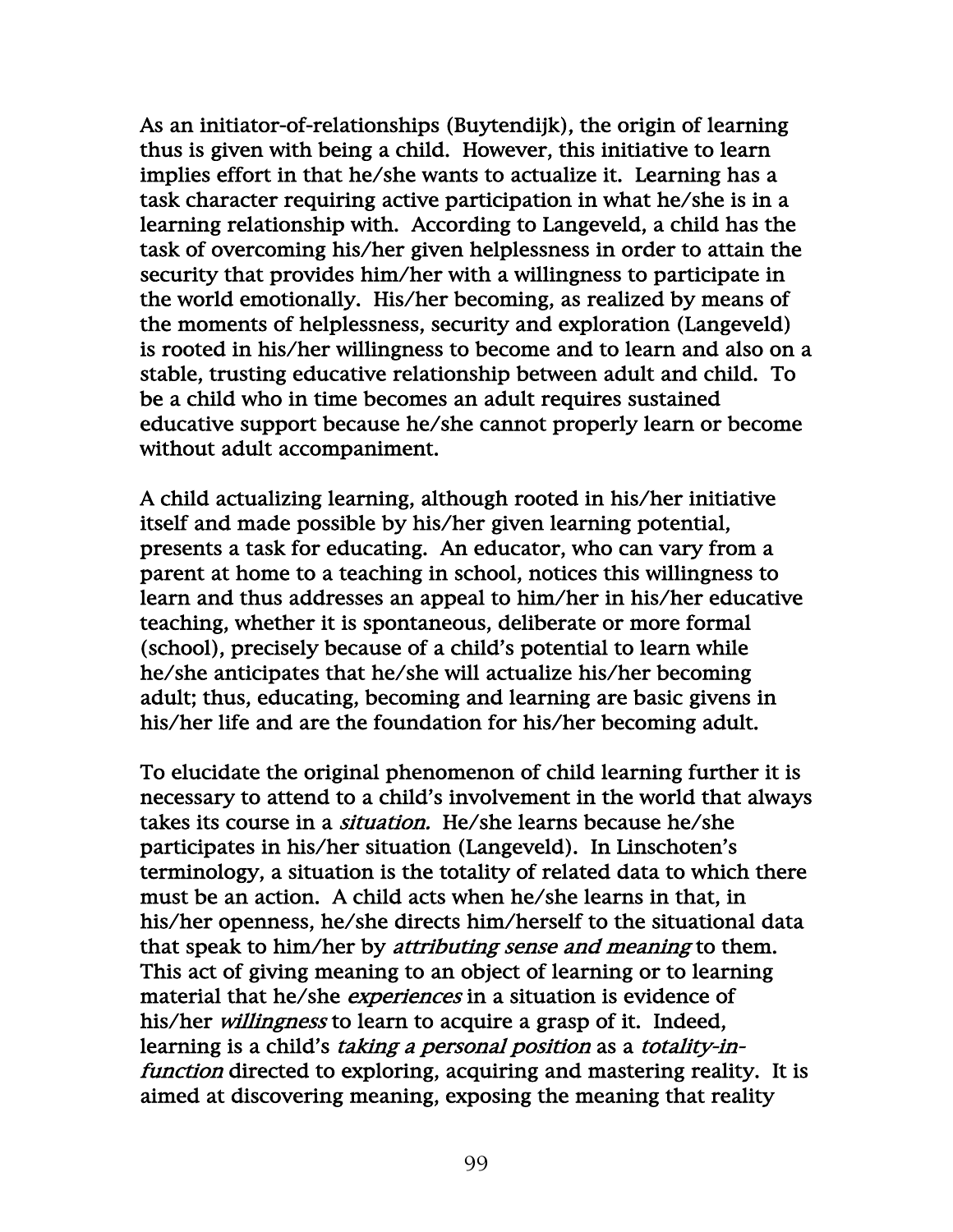As an initiator-of-relationships (Buytendijk), the origin of learning thus is given with being a child. However, this initiative to learn implies effort in that he/she wants to actualize it. Learning has a task character requiring active participation in what he/she is in a learning relationship with. According to Langeveld, a child has the task of overcoming his/her given helplessness in order to attain the security that provides him/her with a willingness to participate in the world emotionally. His/her becoming, as realized by means of the moments of helplessness, security and exploration (Langeveld) is rooted in his/her willingness to become and to learn and also on a stable, trusting educative relationship between adult and child. To be a child who in time becomes an adult requires sustained educative support because he/she cannot properly learn or become without adult accompaniment.

A child actualizing learning, although rooted in his/her initiative itself and made possible by his/her given learning potential, presents a task for educating. An educator, who can vary from a parent at home to a teaching in school, notices this willingness to learn and thus addresses an appeal to him/her in his/her educative teaching, whether it is spontaneous, deliberate or more formal (school), precisely because of a child's potential to learn while he/she anticipates that he/she will actualize his/her becoming adult; thus, educating, becoming and learning are basic givens in his/her life and are the foundation for his/her becoming adult.

To elucidate the original phenomenon of child learning further it is necessary to attend to a child's involvement in the world that always takes its course in a *situation.* He/she learns because he/she participates in his/her situation (Langeveld). In Linschoten's terminology, a situation is the totality of related data to which there must be an action. A child acts when he/she learns in that, in his/her openness, he/she directs him/herself to the situational data that speak to him/her by *attributing sense and meaning* to them. This act of giving meaning to an object of learning or to learning material that he/she *experiences* in a situation is evidence of his/her *willingness* to learn to acquire a grasp of it. Indeed, learning is a child's *taking a personal position* as a *totality-in-function* directed to exploring, acquiring and mastering reality. It is aimed at discovering meaning, exposing the meaning that reality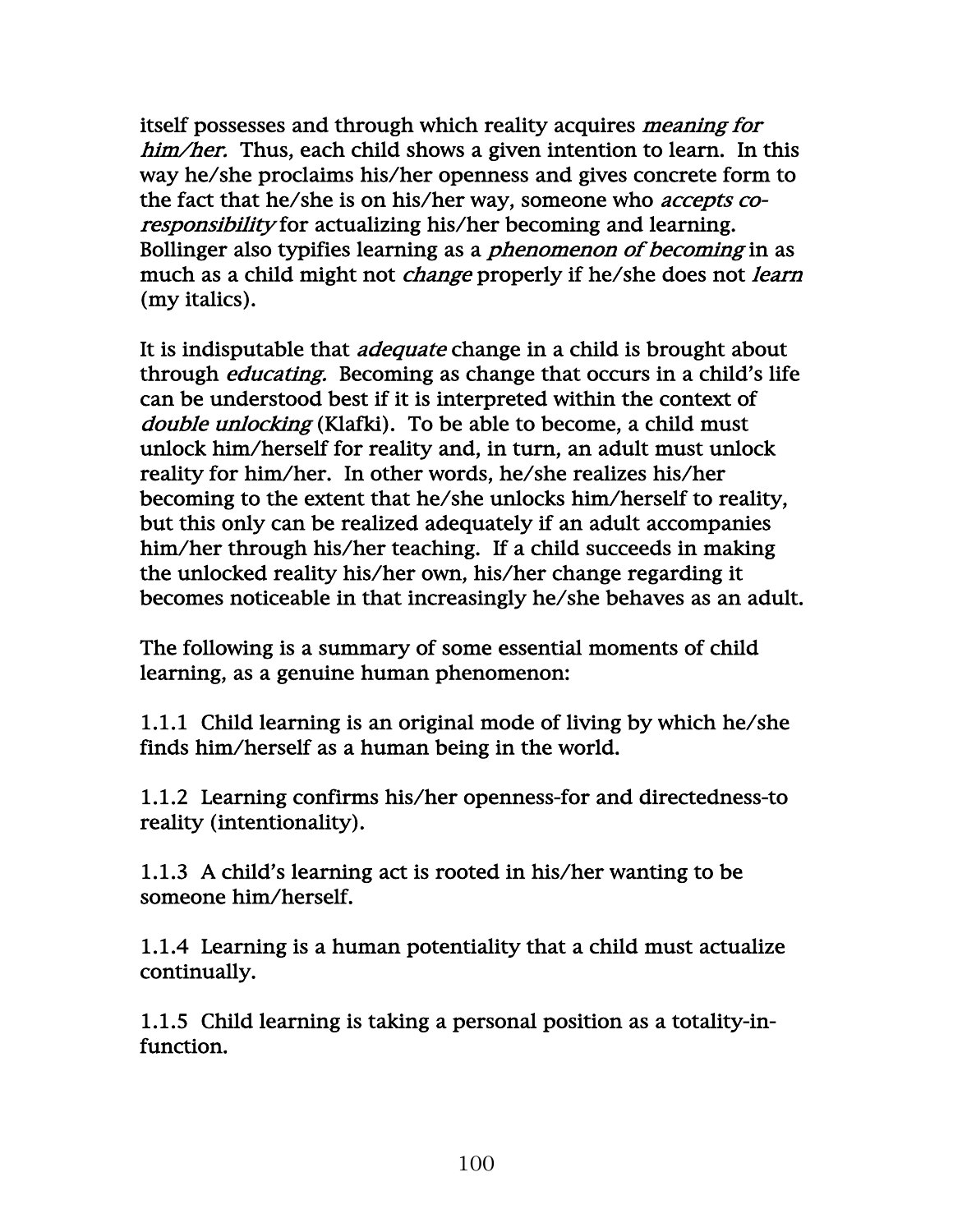itself possesses and through which reality acquires *meaning for him/her.* Thus, each child shows a given intention to learn. In this way he/she proclaims his/her openness and gives concrete form to the fact that he/she is on his/her way, someone who *accepts co-responsibility* for actualizing his/her becoming and learning. Bollinger also typifies learning as a *phenomenon of becoming* in as much as a child might not *change* properly if he/she does not *learn* (my italics).

It is indisputable that *adequate* change in a child is brought about through *educating.* Becoming as change that occurs in a child's life can be understood best if it is interpreted within the context of *double unlocking* (Klafki). To be able to become, a child must unlock him/herself for reality and, in turn, an adult must unlock reality for him/her. In other words, he/she realizes his/her becoming to the extent that he/she unlocks him/herself to reality, but this only can be realized adequately if an adult accompanies him/her through his/her teaching. If a child succeeds in making the unlocked reality his/her own, his/her change regarding it becomes noticeable in that increasingly he/she behaves as an adult.

The following is a summary of some essential moments of child learning, as a genuine human phenomenon:

1.1.1 Child learning is an original mode of living by which he/she finds him/herself as a human being in the world.

1.1.2 Learning confirms his/her openness-for and directedness-to reality (intentionality).

1.1.3 A child's learning act is rooted in his/her wanting to be someone him/herself.

1.1.4 Learning is a human potentiality that a child must actualize continually.

1.1.5 Child learning is taking a personal position as a totality-in-function.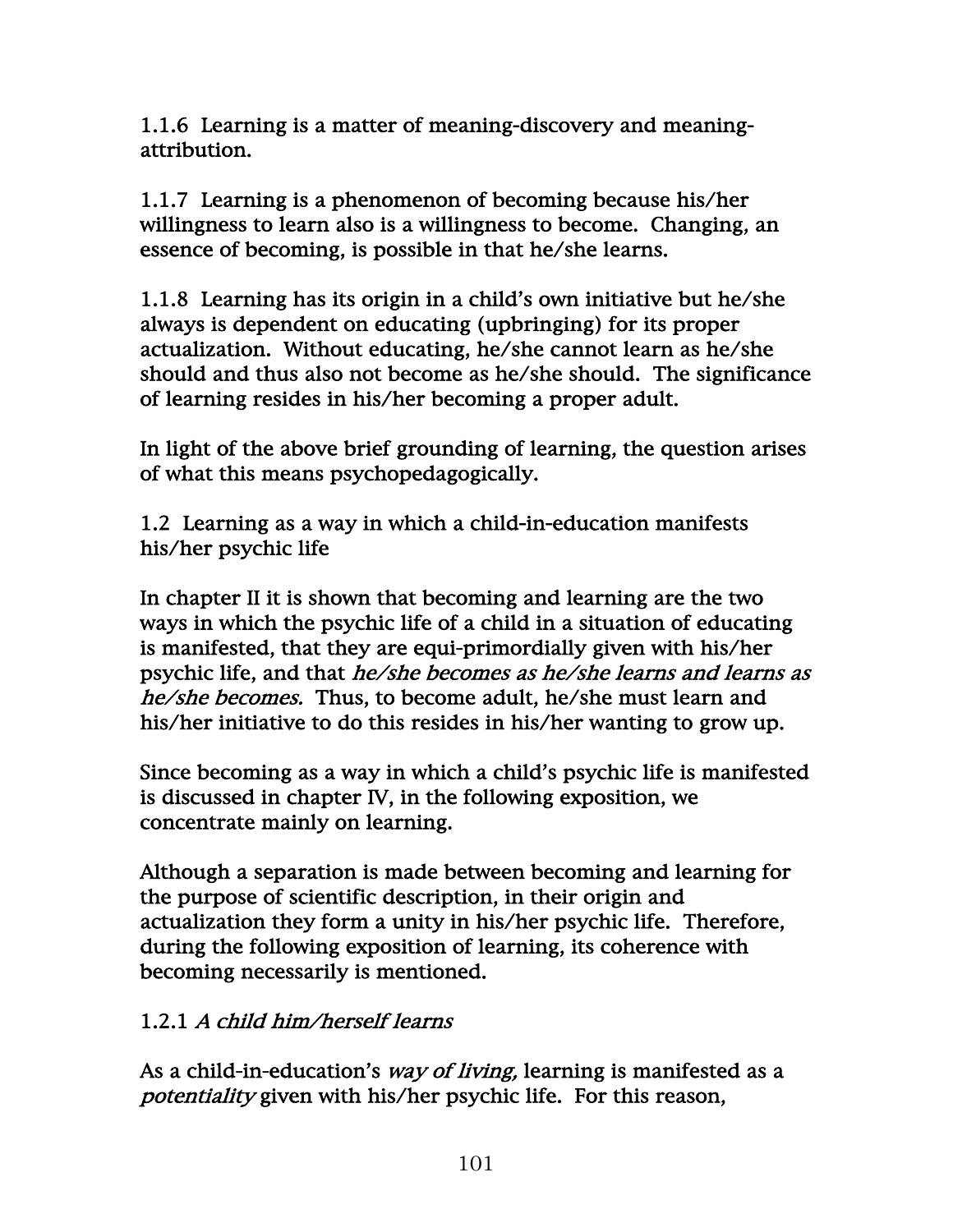1.1.6 Learning is a matter of meaning-discovery and meaning-attribution.

1.1.7 Learning is a phenomenon of becoming because his/her willingness to learn also is a willingness to become. Changing, an essence of becoming, is possible in that he/she learns.

1.1.8 Learning has its origin in a child's own initiative but he/she always is dependent on educating (upbringing) for its proper actualization. Without educating, he/she cannot learn as he/she should and thus also not become as he/she should. The significance of learning resides in his/her becoming a proper adult.

In light of the above brief grounding of learning, the question arises of what this means psychopedagogically.

1.2 Learning as a way in which a child-in-education manifests his/her psychic life

In chapter II it is shown that becoming and learning are the two ways in which the psychic life of a child in a situation of educating is manifested, that they are equi-primordially given with his/her psychic life, and that *he/she becomes as he/she learns and learns as he/she becomes.* Thus, to become adult, he/she must learn and his/her initiative to do this resides in his/her wanting to grow up.

Since becoming as a way in which a child's psychic life is manifested is discussed in chapter IV, in the following exposition, we concentrate mainly on learning.

Although a separation is made between becoming and learning for the purpose of scientific description, in their origin and actualization they form a unity in his/her psychic life. Therefore, during the following exposition of learning, its coherence with becoming necessarily is mentioned.

1.2.1 *A child him/herself learns*

As a child-in-education's *way of living,* learning is manifested as a *potentiality* given with his/her psychic life. For this reason,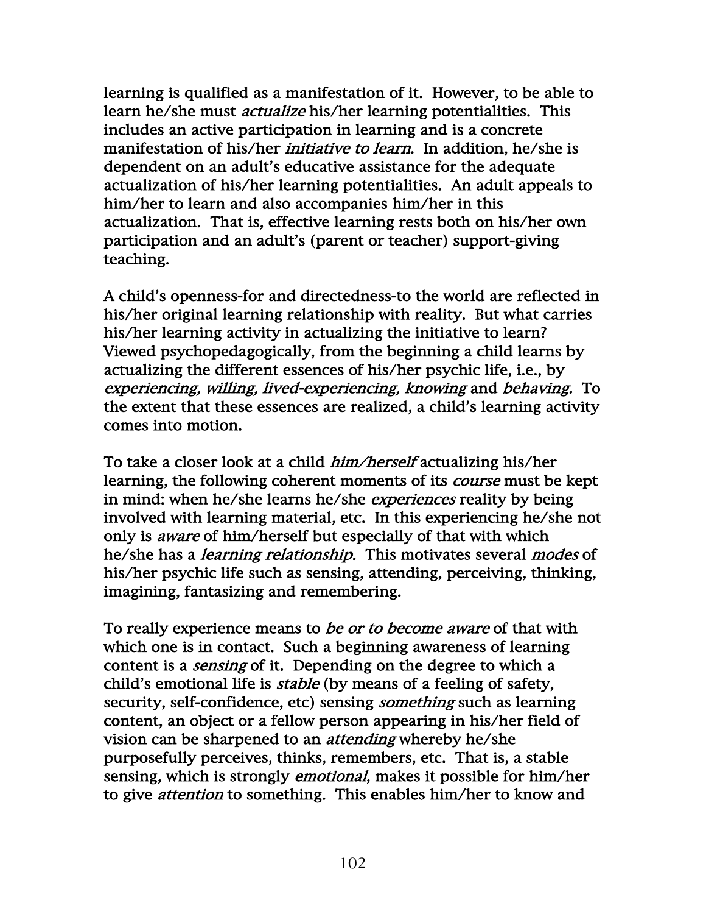learning is qualified as a manifestation of it. However, to be able to learn he/she must *actualize* his/her learning potentialities. This includes an active participation in learning and is a concrete manifestation of his/her *initiative to learn*. In addition, he/she is dependent on an adult's educative assistance for the adequate actualization of his/her learning potentialities. An adult appeals to him/her to learn and also accompanies him/her in this actualization. That is, effective learning rests both on his/her own participation and an adult's (parent or teacher) support-giving teaching.

A child's openness-for and directedness-to the world are reflected in his/her original learning relationship with reality. But what carries his/her learning activity in actualizing the initiative to learn? Viewed psychopedagogically, from the beginning a child learns by actualizing the different essences of his/her psychic life, i.e., by *experiencing, willing, lived-experiencing, knowing* and *behaving.* To the extent that these essences are realized, a child's learning activity comes into motion.

To take a closer look at a child *him/herself* actualizing his/her learning, the following coherent moments of its *course* must be kept in mind: when he/she learns he/she *experiences* reality by being involved with learning material, etc. In this experiencing he/she not only is *aware* of him/herself but especially of that with which he/she has a *learning relationship.* This motivates several *modes* of his/her psychic life such as sensing, attending, perceiving, thinking, imagining, fantasizing and remembering.

To really experience means to *be or to become aware* of that with which one is in contact. Such a beginning awareness of learning content is a *sensing* of it. Depending on the degree to which a child's emotional life is *stable* (by means of a feeling of safety, security, self-confidence, etc) sensing *something* such as learning content, an object or a fellow person appearing in his/her field of vision can be sharpened to an *attending* whereby he/she purposefully perceives, thinks, remembers, etc. That is, a stable sensing, which is strongly *emotional*, makes it possible for him/her to give *attention* to something. This enables him/her to know and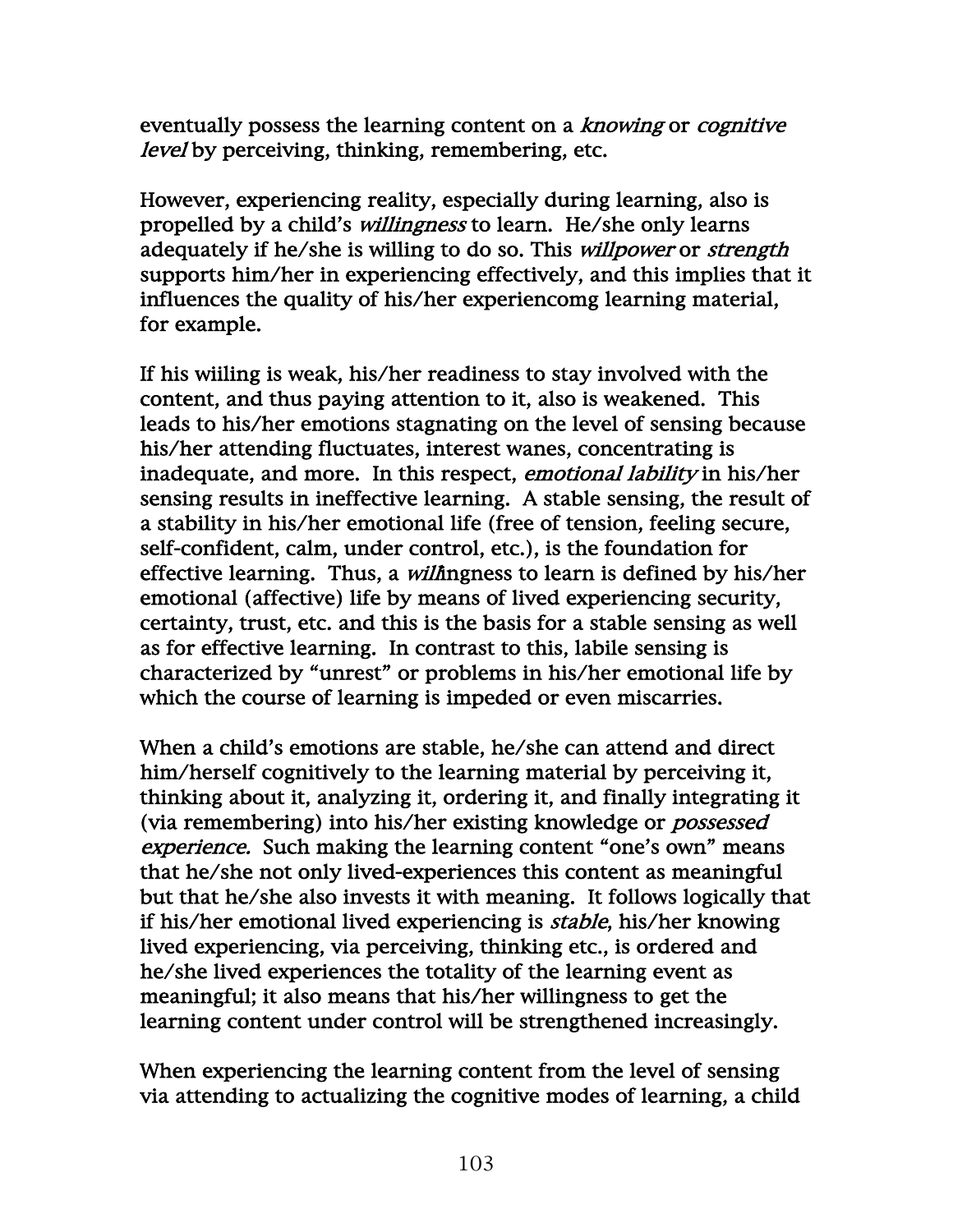eventually possess the learning content on a *knowing* or *cognitive level* by perceiving, thinking, remembering, etc.

However, experiencing reality, especially during learning, also is propelled by a child's *willingness* to learn. He/she only learns adequately if he/she is willing to do so. This *willpower* or *strength* supports him/her in experiencing effectively, and this implies that it influences the quality of his/her experiencomg learning material, for example.

If his wiiling is weak, his/her readiness to stay involved with the content, and thus paying attention to it, also is weakened. This leads to his/her emotions stagnating on the level of sensing because his/her attending fluctuates, interest wanes, concentrating is inadequate, and more. In this respect, *emotional lability* in his/her sensing results in ineffective learning. A stable sensing, the result of a stability in his/her emotional life (free of tension, feeling secure, self-confident, calm, under control, etc.), is the foundation for effective learning. Thus, a *will*ingness to learn is defined by his/her emotional (affective) life by means of lived experiencing security, certainty, trust, etc. and this is the basis for a stable sensing as well as for effective learning. In contrast to this, labile sensing is characterized by "unrest" or problems in his/her emotional life by which the course of learning is impeded or even miscarries.

When a child's emotions are stable, he/she can attend and direct him/herself cognitively to the learning material by perceiving it, thinking about it, analyzing it, ordering it, and finally integrating it (via remembering) into his/her existing knowledge or *possessed experience.* Such making the learning content "one's own" means that he/she not only lived-experiences this content as meaningful but that he/she also invests it with meaning. It follows logically that if his/her emotional lived experiencing is *stable*, his/her knowing lived experiencing, via perceiving, thinking etc., is ordered and he/she lived experiences the totality of the learning event as meaningful; it also means that his/her willingness to get the learning content under control will be strengthened increasingly.

When experiencing the learning content from the level of sensing via attending to actualizing the cognitive modes of learning, a child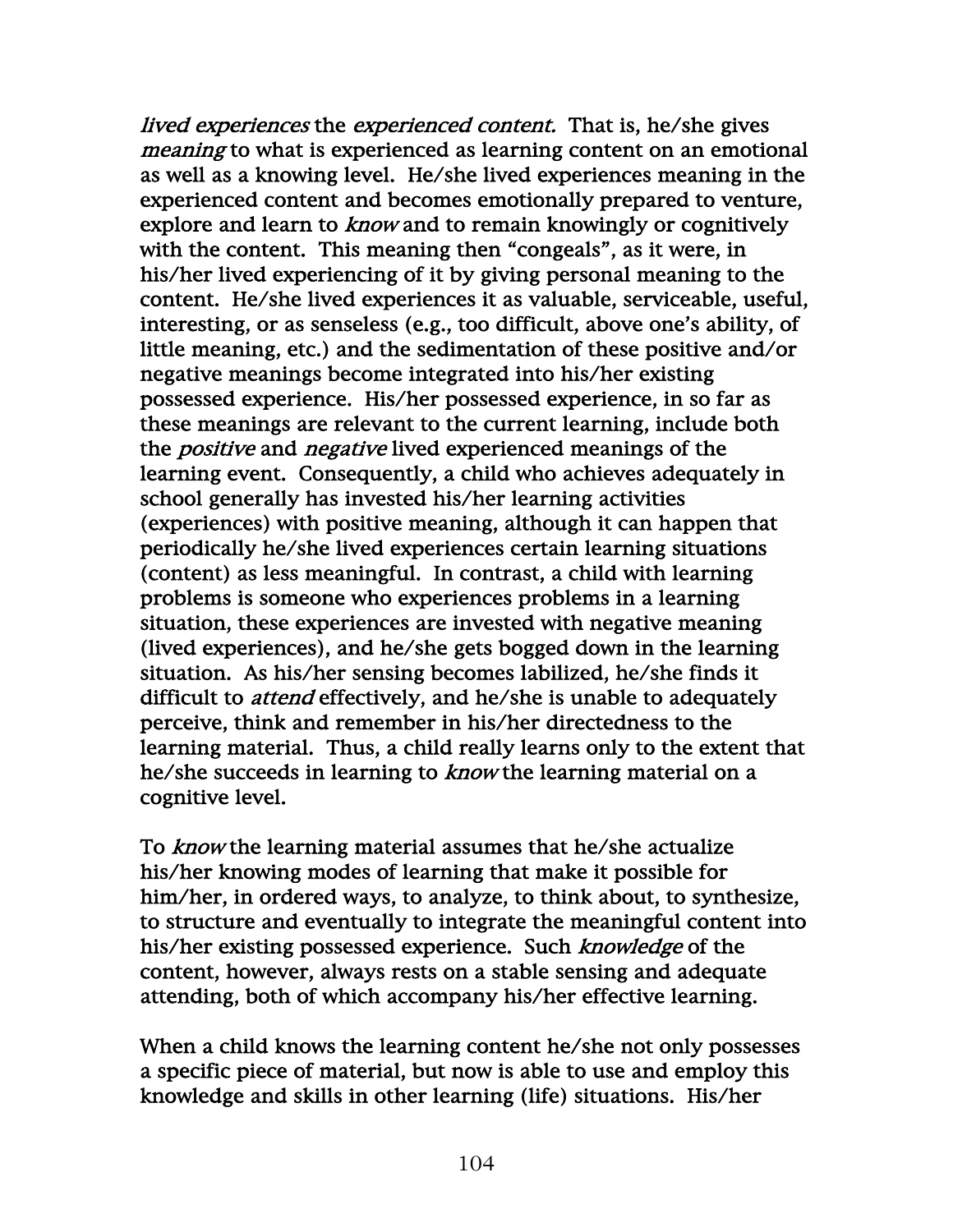*lived experiences* the *experienced content.* That is, he/she gives *meaning* to what is experienced as learning content on an emotional as well as a knowing level. He/she lived experiences meaning in the experienced content and becomes emotionally prepared to venture, explore and learn to *know* and to remain knowingly or cognitively with the content. This meaning then "congeals", as it were, in his/her lived experiencing of it by giving personal meaning to the content. He/she lived experiences it as valuable, serviceable, useful, interesting, or as senseless (e.g., too difficult, above one's ability, of little meaning, etc.) and the sedimentation of these positive and/or negative meanings become integrated into his/her existing possessed experience. His/her possessed experience, in so far as these meanings are relevant to the current learning, include both the *positive* and *negative* lived experienced meanings of the learning event. Consequently, a child who achieves adequately in school generally has invested his/her learning activities (experiences) with positive meaning, although it can happen that periodically he/she lived experiences certain learning situations (content) as less meaningful. In contrast, a child with learning problems is someone who experiences problems in a learning situation, these experiences are invested with negative meaning (lived experiences), and he/she gets bogged down in the learning situation. As his/her sensing becomes labilized, he/she finds it difficult to *attend* effectively, and he/she is unable to adequately perceive, think and remember in his/her directedness to the learning material. Thus, a child really learns only to the extent that he/she succeeds in learning to *know* the learning material on a cognitive level.

To *know* the learning material assumes that he/she actualize his/her knowing modes of learning that make it possible for him/her, in ordered ways, to analyze, to think about, to synthesize, to structure and eventually to integrate the meaningful content into his/her existing possessed experience. Such *knowledge* of the content, however, always rests on a stable sensing and adequate attending, both of which accompany his/her effective learning.

When a child knows the learning content he/she not only possesses a specific piece of material, but now is able to use and employ this knowledge and skills in other learning (life) situations. His/her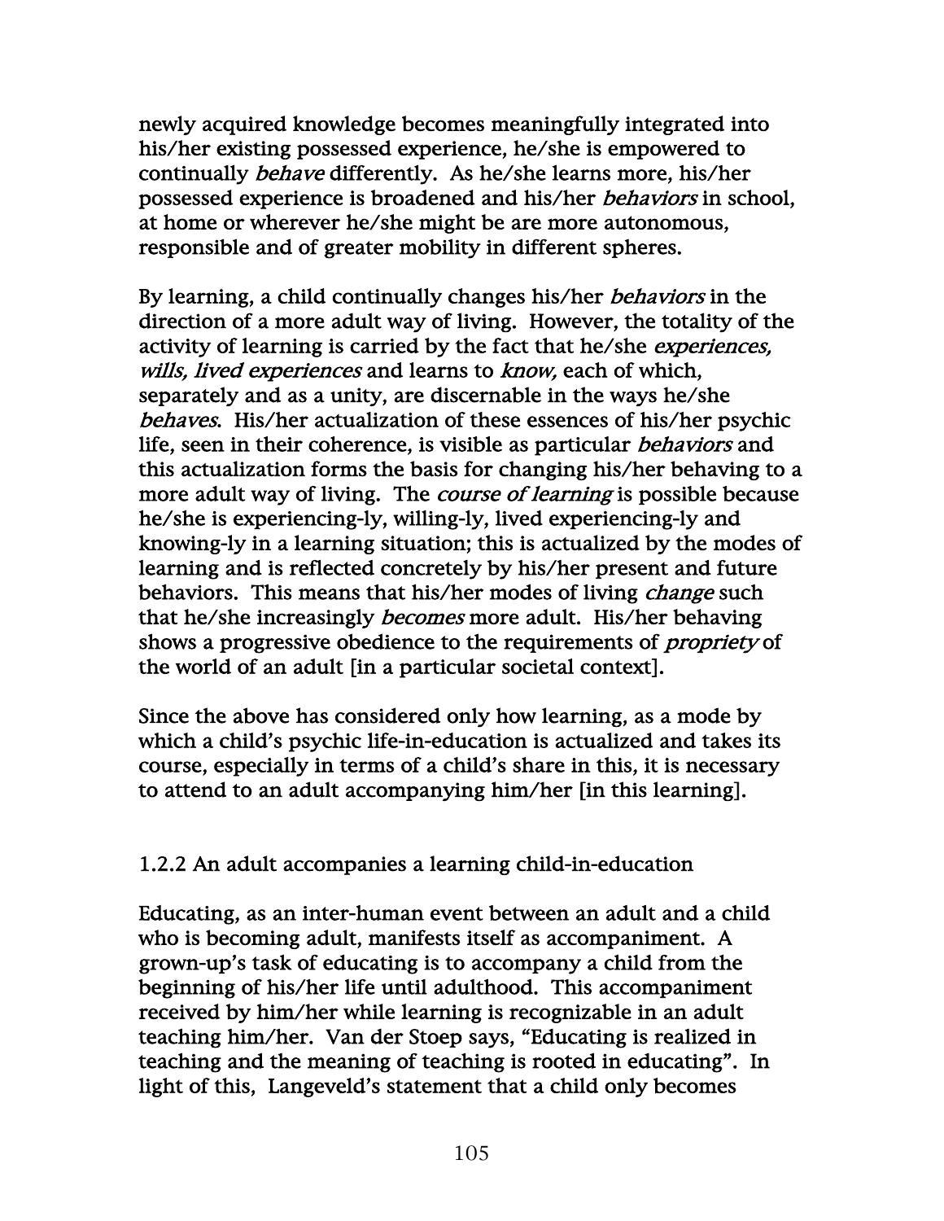newly acquired knowledge becomes meaningfully integrated into his/her existing possessed experience, he/she is empowered to continually *behave* differently. As he/she learns more, his/her possessed experience is broadened and his/her *behaviors* in school, at home or wherever he/she might be are more autonomous, responsible and of greater mobility in different spheres.

By learning, a child continually changes his/her *behaviors* in the direction of a more adult way of living. However, the totality of the activity of learning is carried by the fact that he/she *experiences, wills, lived experiences* and learns to *know,* each of which, separately and as a unity, are discernable in the ways he/she *behaves*. His/her actualization of these essences of his/her psychic life, seen in their coherence, is visible as particular *behaviors* and this actualization forms the basis for changing his/her behaving to a more adult way of living. The *course of learning* is possible because he/she is experiencing-ly, willing-ly, lived experiencing-ly and knowing-ly in a learning situation; this is actualized by the modes of learning and is reflected concretely by his/her present and future behaviors. This means that his/her modes of living *change* such that he/she increasingly *becomes* more adult. His/her behaving shows a progressive obedience to the requirements of *propriety* of the world of an adult [in a particular societal context].

Since the above has considered only how learning, as a mode by which a child's psychic life-in-education is actualized and takes its course, especially in terms of a child's share in this, it is necessary to attend to an adult accompanying him/her [in this learning].

### 1.2.2 An adult accompanies a learning child-in-education

Educating, as an inter-human event between an adult and a child who is becoming adult, manifests itself as accompaniment. A grown-up's task of educating is to accompany a child from the beginning of his/her life until adulthood. This accompaniment received by him/her while learning is recognizable in an adult teaching him/her. Van der Stoep says, "Educating is realized in teaching and the meaning of teaching is rooted in educating". In light of this, Langeveld's statement that a child only becomes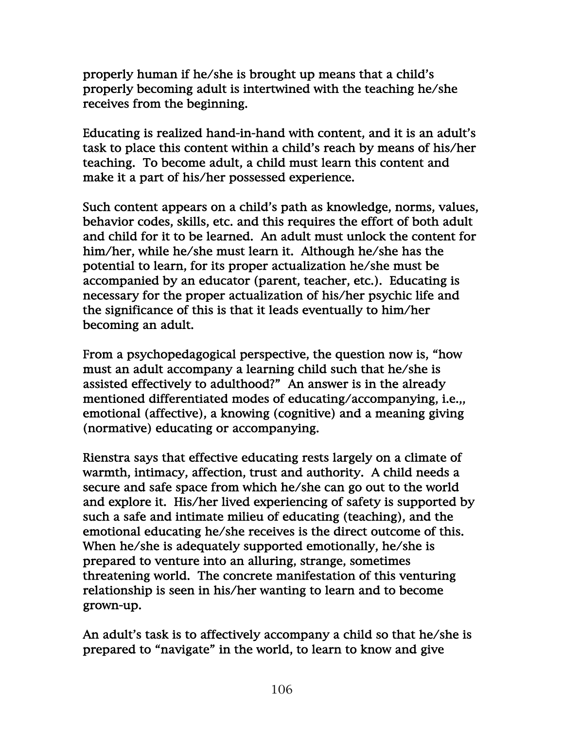properly human if he/she is brought up means that a child's properly becoming adult is intertwined with the teaching he/she receives from the beginning.

Educating is realized hand-in-hand with content, and it is an adult's task to place this content within a child's reach by means of his/her teaching. To become adult, a child must learn this content and make it a part of his/her possessed experience.

Such content appears on a child's path as knowledge, norms, values, behavior codes, skills, etc. and this requires the effort of both adult and child for it to be learned. An adult must unlock the content for him/her, while he/she must learn it. Although he/she has the potential to learn, for its proper actualization he/she must be accompanied by an educator (parent, teacher, etc.). Educating is necessary for the proper actualization of his/her psychic life and the significance of this is that it leads eventually to him/her becoming an adult.

From a psychopedagogical perspective, the question now is, "how must an adult accompany a learning child such that he/she is assisted effectively to adulthood?" An answer is in the already mentioned differentiated modes of educating/accompanying, i.e.,, emotional (affective), a knowing (cognitive) and a meaning giving (normative) educating or accompanying.

Rienstra says that effective educating rests largely on a climate of warmth, intimacy, affection, trust and authority. A child needs a secure and safe space from which he/she can go out to the world and explore it. His/her lived experiencing of safety is supported by such a safe and intimate milieu of educating (teaching), and the emotional educating he/she receives is the direct outcome of this. When he/she is adequately supported emotionally, he/she is prepared to venture into an alluring, strange, sometimes threatening world. The concrete manifestation of this venturing relationship is seen in his/her wanting to learn and to become grown-up.

An adult's task is to affectively accompany a child so that he/she is prepared to "navigate" in the world, to learn to know and give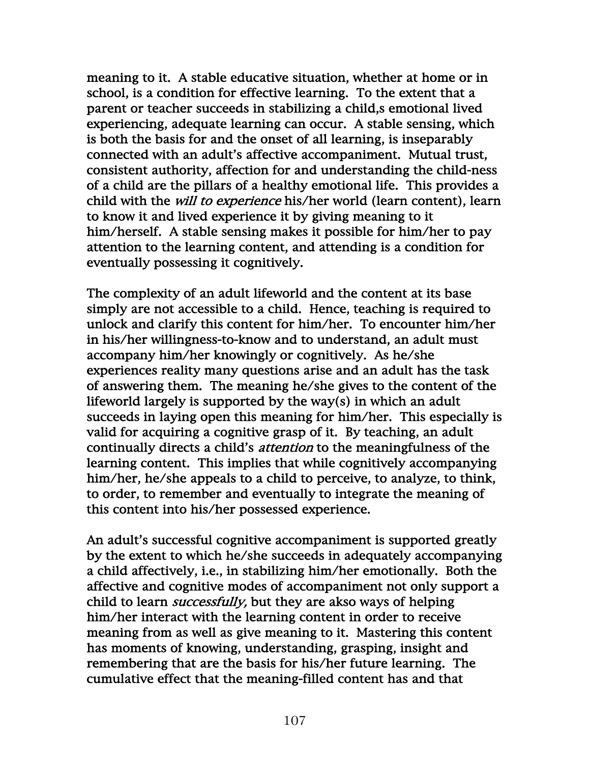meaning to it. A stable educative situation, whether at home or in school, is a condition for effective learning. To the extent that a parent or teacher succeeds in stabilizing a child,s emotional lived experiencing, adequate learning can occur. A stable sensing, which is both the basis for and the onset of all learning, is inseparably connected with an adult's affective accompaniment. Mutual trust, consistent authority, affection for and understanding the child-ness of a child are the pillars of a healthy emotional life. This provides a child with the *will to experience* his/her world (learn content), learn to know it and lived experience it by giving meaning to it him/herself. A stable sensing makes it possible for him/her to pay attention to the learning content, and attending is a condition for eventually possessing it cognitively.

The complexity of an adult lifeworld and the content at its base simply are not accessible to a child. Hence, teaching is required to unlock and clarify this content for him/her. To encounter him/her in his/her willingness-to-know and to understand, an adult must accompany him/her knowingly or cognitively. As he/she experiences reality many questions arise and an adult has the task of answering them. The meaning he/she gives to the content of the lifeworld largely is supported by the way(s) in which an adult succeeds in laying open this meaning for him/her. This especially is valid for acquiring a cognitive grasp of it. By teaching, an adult continually directs a child's *attention* to the meaningfulness of the learning content. This implies that while cognitively accompanying him/her, he/she appeals to a child to perceive, to analyze, to think, to order, to remember and eventually to integrate the meaning of this content into his/her possessed experience.

An adult's successful cognitive accompaniment is supported greatly by the extent to which he/she succeeds in adequately accompanying a child affectively, i.e., in stabilizing him/her emotionally. Both the affective and cognitive modes of accompaniment not only support a child to learn *successfully,* but they are akso ways of helping him/her interact with the learning content in order to receive meaning from as well as give meaning to it. Mastering this content has moments of knowing, understanding, grasping, insight and remembering that are the basis for his/her future learning. The cumulative effect that the meaning-filled content has and that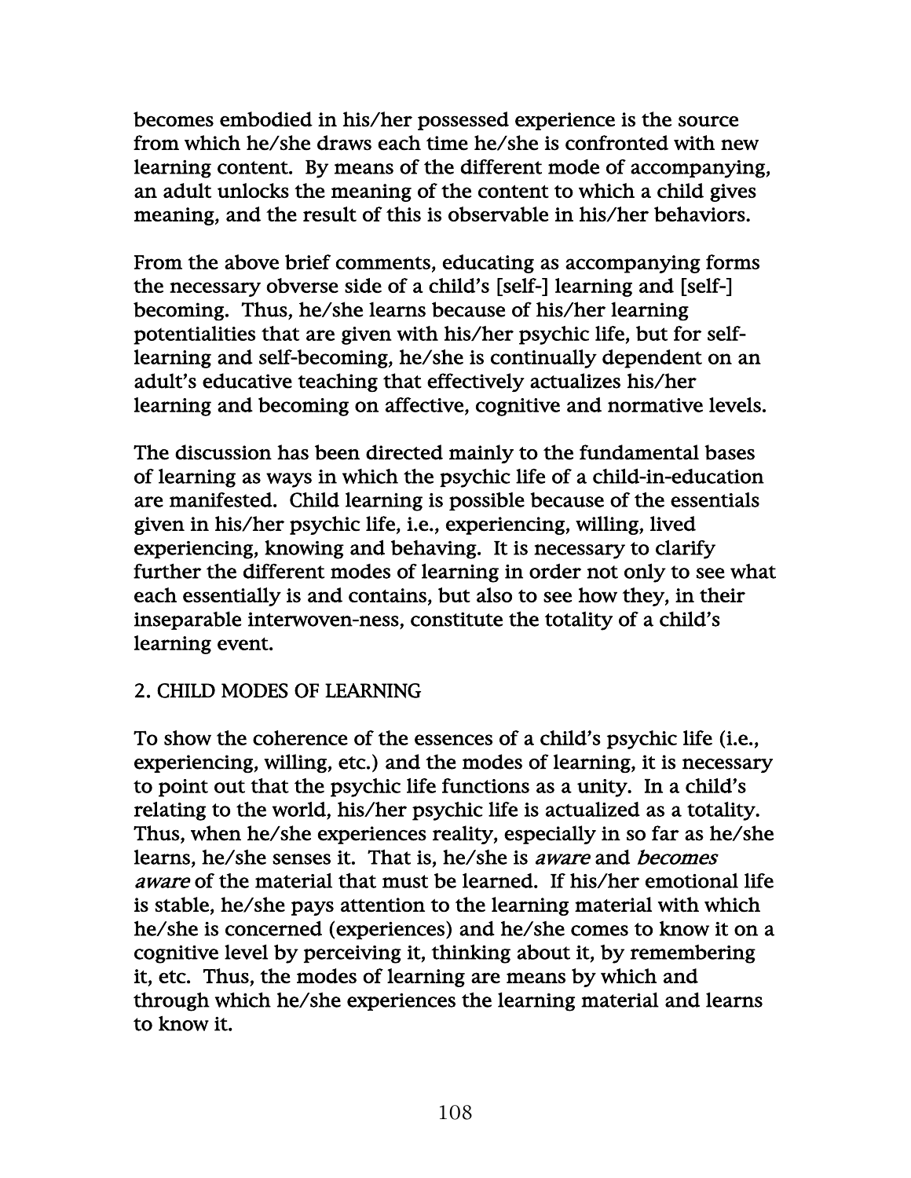becomes embodied in his/her possessed experience is the source from which he/she draws each time he/she is confronted with new learning content. By means of the different mode of accompanying, an adult unlocks the meaning of the content to which a child gives meaning, and the result of this is observable in his/her behaviors.

From the above brief comments, educating as accompanying forms the necessary obverse side of a child's [self-] learning and [self-] becoming. Thus, he/she learns because of his/her learning potentialities that are given with his/her psychic life, but for self-learning and self-becoming, he/she is continually dependent on an adult's educative teaching that effectively actualizes his/her learning and becoming on affective, cognitive and normative levels.

The discussion has been directed mainly to the fundamental bases of learning as ways in which the psychic life of a child-in-education are manifested. Child learning is possible because of the essentials given in his/her psychic life, i.e., experiencing, willing, lived experiencing, knowing and behaving. It is necessary to clarify further the different modes of learning in order not only to see what each essentially is and contains, but also to see how they, in their inseparable interwoven-ness, constitute the totality of a child's learning event.

## 2. CHILD MODES OF LEARNING

To show the coherence of the essences of a child's psychic life (i.e., experiencing, willing, etc.) and the modes of learning, it is necessary to point out that the psychic life functions as a unity. In a child's relating to the world, his/her psychic life is actualized as a totality. Thus, when he/she experiences reality, especially in so far as he/she learns, he/she senses it. That is, he/she is *aware* and *becomes aware* of the material that must be learned. If his/her emotional life is stable, he/she pays attention to the learning material with which he/she is concerned (experiences) and he/she comes to know it on a cognitive level by perceiving it, thinking about it, by remembering it, etc. Thus, the modes of learning are means by which and through which he/she experiences the learning material and learns to know it.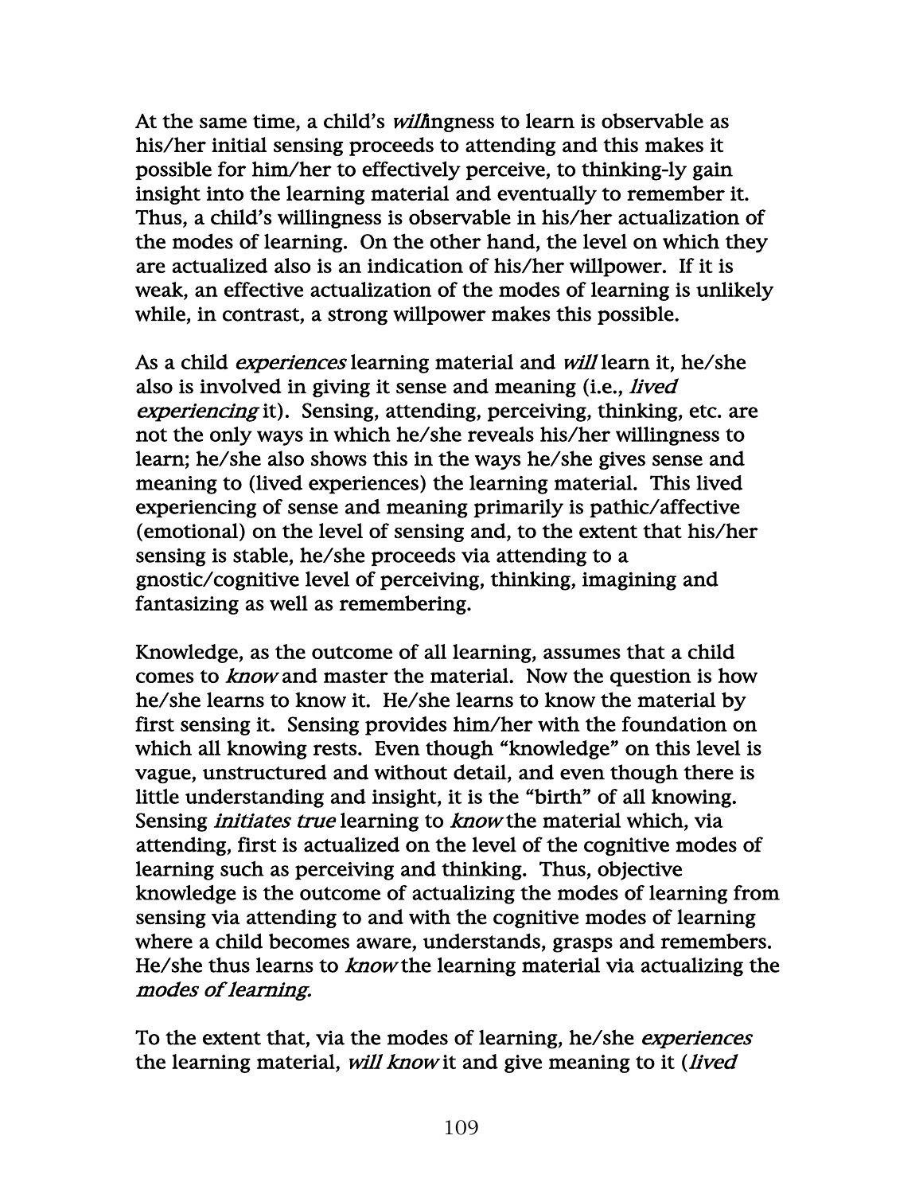At the same time, a child's *will*ingness to learn is observable as his/her initial sensing proceeds to attending and this makes it possible for him/her to effectively perceive, to thinking-ly gain insight into the learning material and eventually to remember it. Thus, a child's willingness is observable in his/her actualization of the modes of learning. On the other hand, the level on which they are actualized also is an indication of his/her willpower. If it is weak, an effective actualization of the modes of learning is unlikely while, in contrast, a strong willpower makes this possible.

As a child *experiences* learning material and *will* learn it, he/she also is involved in giving it sense and meaning (i.e., *lived experiencing* it). Sensing, attending, perceiving, thinking, etc. are not the only ways in which he/she reveals his/her willingness to learn; he/she also shows this in the ways he/she gives sense and meaning to (lived experiences) the learning material. This lived experiencing of sense and meaning primarily is pathic/affective (emotional) on the level of sensing and, to the extent that his/her sensing is stable, he/she proceeds via attending to a gnostic/cognitive level of perceiving, thinking, imagining and fantasizing as well as remembering.

Knowledge, as the outcome of all learning, assumes that a child comes to *know* and master the material. Now the question is how he/she learns to know it. He/she learns to know the material by first sensing it. Sensing provides him/her with the foundation on which all knowing rests. Even though "knowledge" on this level is vague, unstructured and without detail, and even though there is little understanding and insight, it is the "birth" of all knowing. Sensing *initiates true* learning to *know* the material which, via attending, first is actualized on the level of the cognitive modes of learning such as perceiving and thinking. Thus, objective knowledge is the outcome of actualizing the modes of learning from sensing via attending to and with the cognitive modes of learning where a child becomes aware, understands, grasps and remembers. He/she thus learns to *know* the learning material via actualizing the *modes of learning.*

To the extent that, via the modes of learning, he/she *experiences* the learning material, *will know* it and give meaning to it (*lived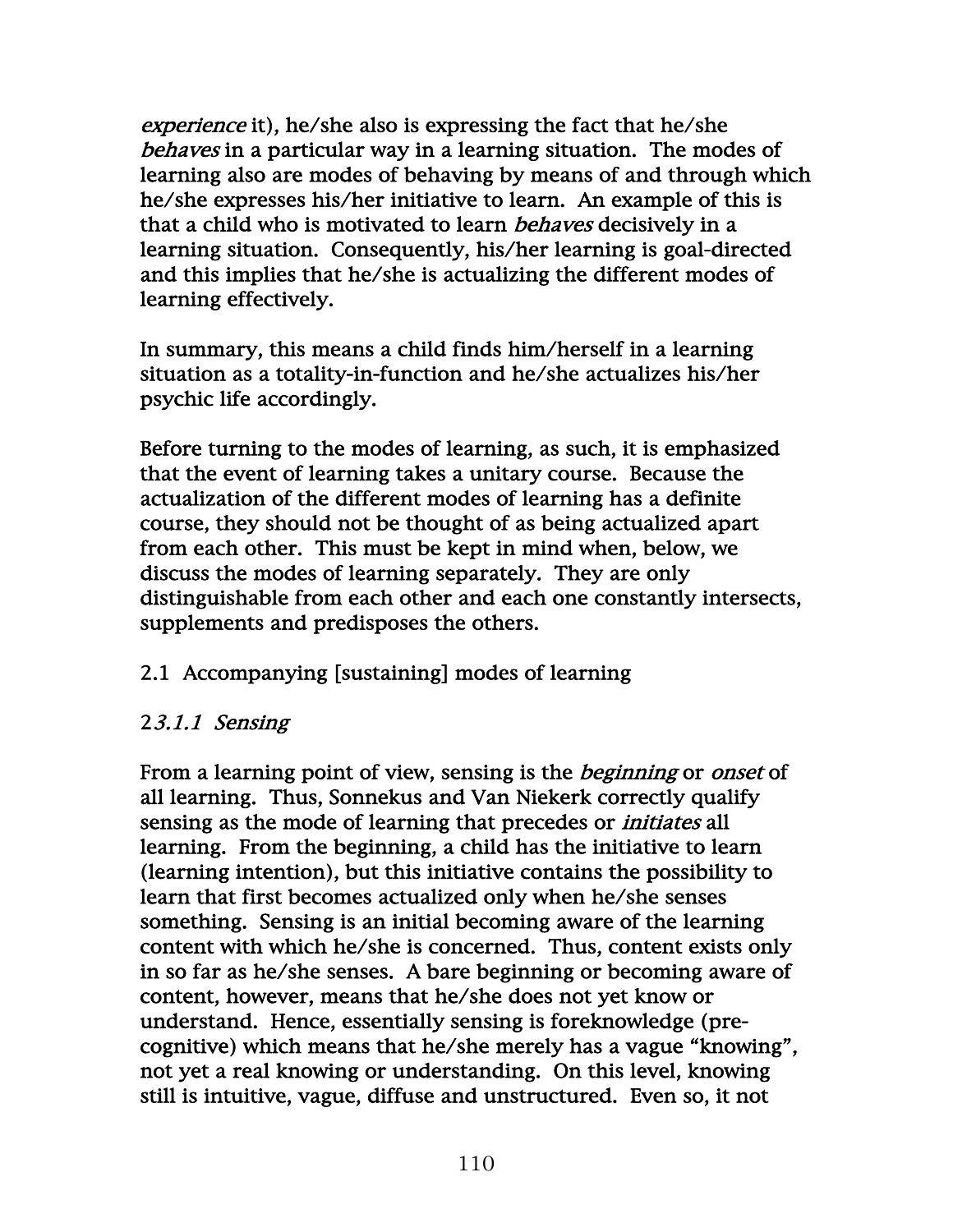*experience* it), he/she also is expressing the fact that he/she *behaves* in a particular way in a learning situation. The modes of learning also are modes of behaving by means of and through which he/she expresses his/her initiative to learn. An example of this is that a child who is motivated to learn *behaves* decisively in a learning situation. Consequently, his/her learning is goal-directed and this implies that he/she is actualizing the different modes of learning effectively.

In summary, this means a child finds him/herself in a learning situation as a totality-in-function and he/she actualizes his/her psychic life accordingly.

Before turning to the modes of learning, as such, it is emphasized that the event of learning takes a unitary course. Because the actualization of the different modes of learning has a definite course, they should not be thought of as being actualized apart from each other. This must be kept in mind when, below, we discuss the modes of learning separately. They are only distinguishable from each other and each one constantly intersects, supplements and predisposes the others.

## 2.1 Accompanying [sustaining] modes of learning

### 2*3.1.1 Sensing*

From a learning point of view, sensing is the *beginning* or *onset* of all learning. Thus, Sonnekus and Van Niekerk correctly qualify sensing as the mode of learning that precedes or *initiates* all learning. From the beginning, a child has the initiative to learn (learning intention), but this initiative contains the possibility to learn that first becomes actualized only when he/she senses something. Sensing is an initial becoming aware of the learning content with which he/she is concerned. Thus, content exists only in so far as he/she senses. A bare beginning or becoming aware of content, however, means that he/she does not yet know or understand. Hence, essentially sensing is foreknowledge (pre-cognitive) which means that he/she merely has a vague "knowing", not yet a real knowing or understanding. On this level, knowing still is intuitive, vague, diffuse and unstructured. Even so, it not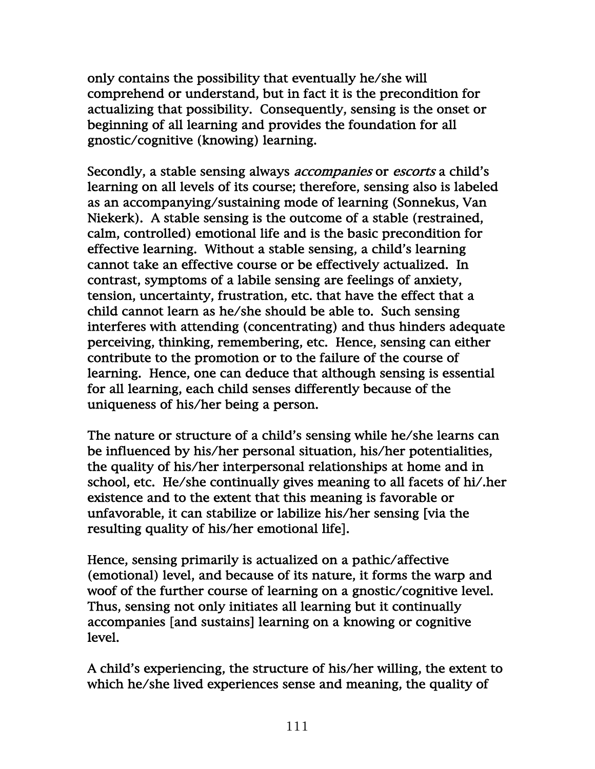only contains the possibility that eventually he/she will comprehend or understand, but in fact it is the precondition for actualizing that possibility. Consequently, sensing is the onset or beginning of all learning and provides the foundation for all gnostic/cognitive (knowing) learning.

Secondly, a stable sensing always *accompanies* or *escorts* a child's learning on all levels of its course; therefore, sensing also is labeled as an accompanying/sustaining mode of learning (Sonnekus, Van Niekerk). A stable sensing is the outcome of a stable (restrained, calm, controlled) emotional life and is the basic precondition for effective learning. Without a stable sensing, a child's learning cannot take an effective course or be effectively actualized. In contrast, symptoms of a labile sensing are feelings of anxiety, tension, uncertainty, frustration, etc. that have the effect that a child cannot learn as he/she should be able to. Such sensing interferes with attending (concentrating) and thus hinders adequate perceiving, thinking, remembering, etc. Hence, sensing can either contribute to the promotion or to the failure of the course of learning. Hence, one can deduce that although sensing is essential for all learning, each child senses differently because of the uniqueness of his/her being a person.

The nature or structure of a child's sensing while he/she learns can be influenced by his/her personal situation, his/her potentialities, the quality of his/her interpersonal relationships at home and in school, etc. He/she continually gives meaning to all facets of hi/.her existence and to the extent that this meaning is favorable or unfavorable, it can stabilize or labilize his/her sensing [via the resulting quality of his/her emotional life].

Hence, sensing primarily is actualized on a pathic/affective (emotional) level, and because of its nature, it forms the warp and woof of the further course of learning on a gnostic/cognitive level. Thus, sensing not only initiates all learning but it continually accompanies [and sustains] learning on a knowing or cognitive level.

A child's experiencing, the structure of his/her willing, the extent to which he/she lived experiences sense and meaning, the quality of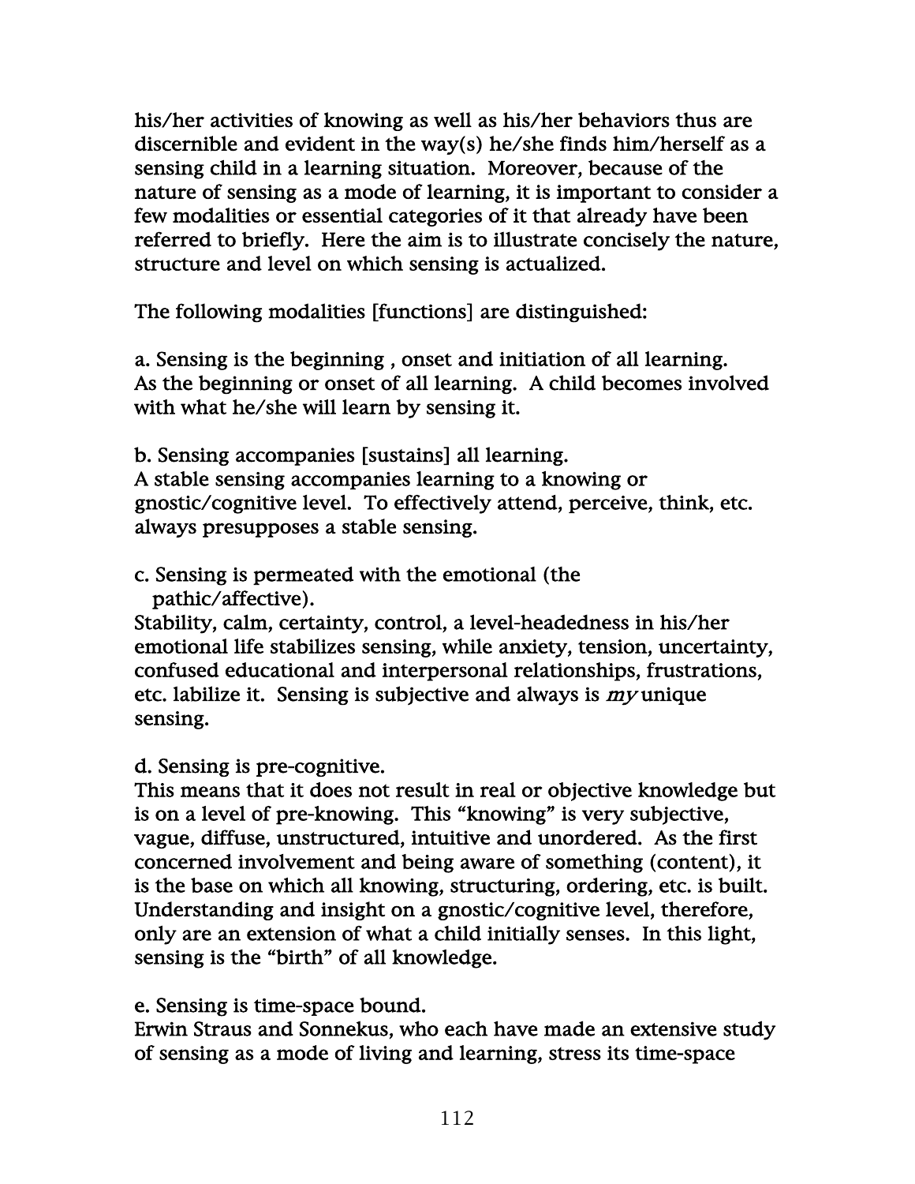his/her activities of knowing as well as his/her behaviors thus are discernible and evident in the way(s) he/she finds him/herself as a sensing child in a learning situation. Moreover, because of the nature of sensing as a mode of learning, it is important to consider a few modalities or essential categories of it that already have been referred to briefly. Here the aim is to illustrate concisely the nature, structure and level on which sensing is actualized.

The following modalities [functions] are distinguished:

a. Sensing is the beginning , onset and initiation of all learning.
As the beginning or onset of all learning. A child becomes involved with what he/she will learn by sensing it.

b. Sensing accompanies [sustains] all learning.
A stable sensing accompanies learning to a knowing or gnostic/cognitive level. To effectively attend, perceive, think, etc. always presupposes a stable sensing.

c. Sensing is permeated with the emotional (the pathic/affective).
Stability, calm, certainty, control, a level-headedness in his/her emotional life stabilizes sensing, while anxiety, tension, uncertainty, confused educational and interpersonal relationships, frustrations, etc. labilize it. Sensing is subjective and always is *my* unique sensing.

d. Sensing is pre-cognitive.
This means that it does not result in real or objective knowledge but is on a level of pre-knowing. This "knowing" is very subjective, vague, diffuse, unstructured, intuitive and unordered. As the first concerned involvement and being aware of something (content), it is the base on which all knowing, structuring, ordering, etc. is built. Understanding and insight on a gnostic/cognitive level, therefore, only are an extension of what a child initially senses. In this light, sensing is the "birth" of all knowledge.

e. Sensing is time-space bound.
Erwin Straus and Sonnekus, who each have made an extensive study of sensing as a mode of living and learning, stress its time-space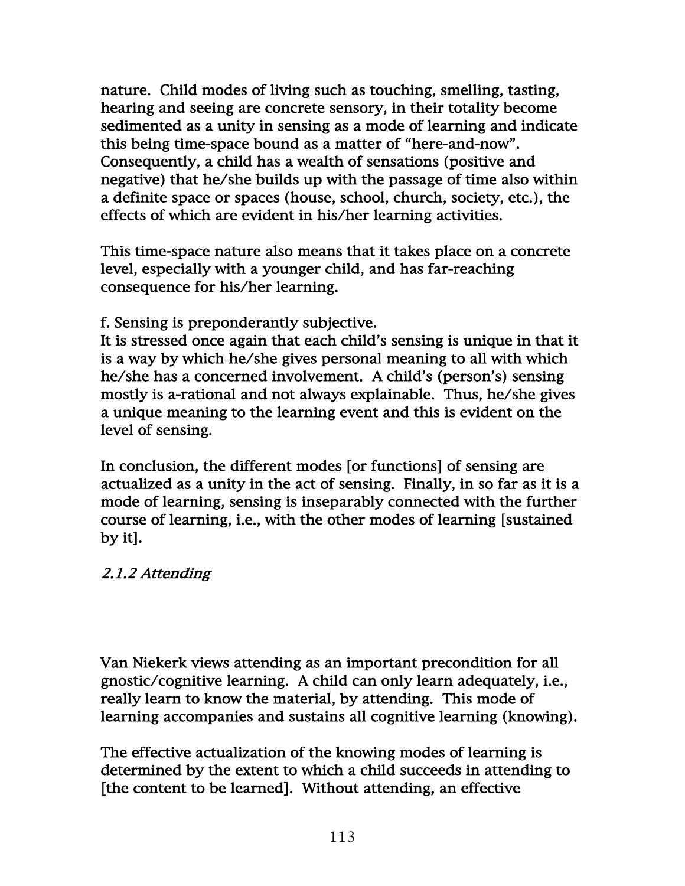nature. Child modes of living such as touching, smelling, tasting, hearing and seeing are concrete sensory, in their totality become sedimented as a unity in sensing as a mode of learning and indicate this being time-space bound as a matter of "here-and-now". Consequently, a child has a wealth of sensations (positive and negative) that he/she builds up with the passage of time also within a definite space or spaces (house, school, church, society, etc.), the effects of which are evident in his/her learning activities.

This time-space nature also means that it takes place on a concrete level, especially with a younger child, and has far-reaching consequence for his/her learning.

f. Sensing is preponderantly subjective.
It is stressed once again that each child's sensing is unique in that it is a way by which he/she gives personal meaning to all with which he/she has a concerned involvement. A child's (person's) sensing mostly is a-rational and not always explainable. Thus, he/she gives a unique meaning to the learning event and this is evident on the level of sensing.

In conclusion, the different modes [or functions] of sensing are actualized as a unity in the act of sensing. Finally, in so far as it is a mode of learning, sensing is inseparably connected with the further course of learning, i.e., with the other modes of learning [sustained by it].

### *2.1.2 Attending*

Van Niekerk views attending as an important precondition for all gnostic/cognitive learning. A child can only learn adequately, i.e., really learn to know the material, by attending. This mode of learning accompanies and sustains all cognitive learning (knowing).

The effective actualization of the knowing modes of learning is determined by the extent to which a child succeeds in attending to [the content to be learned]. Without attending, an effective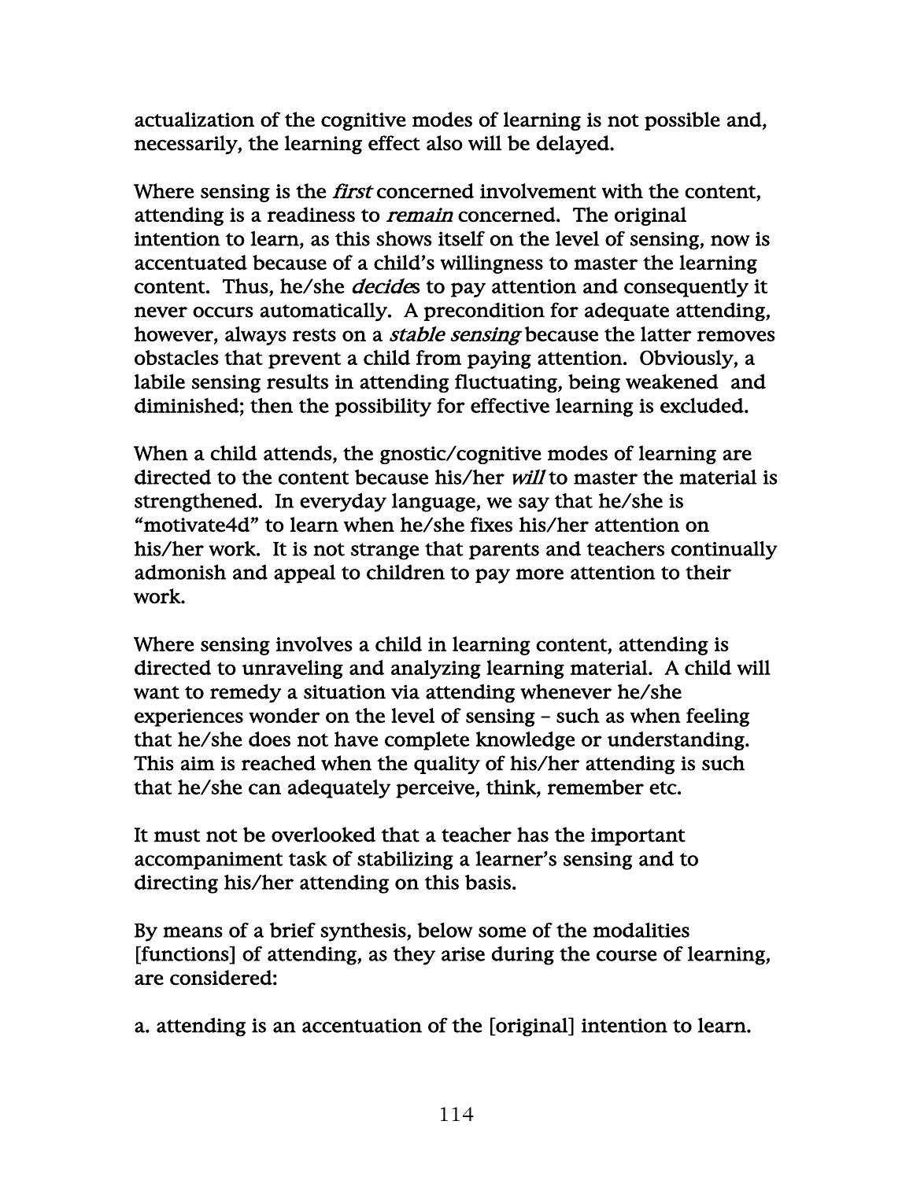actualization of the cognitive modes of learning is not possible and, necessarily, the learning effect also will be delayed.

Where sensing is the *first* concerned involvement with the content, attending is a readiness to *remain* concerned. The original intention to learn, as this shows itself on the level of sensing, now is accentuated because of a child's willingness to master the learning content. Thus, he/she *decide*s to pay attention and consequently it never occurs automatically. A precondition for adequate attending, however, always rests on a *stable sensing* because the latter removes obstacles that prevent a child from paying attention. Obviously, a labile sensing results in attending fluctuating, being weakened and diminished; then the possibility for effective learning is excluded.

When a child attends, the gnostic/cognitive modes of learning are directed to the content because his/her *will* to master the material is strengthened. In everyday language, we say that he/she is "motivate4d" to learn when he/she fixes his/her attention on his/her work. It is not strange that parents and teachers continually admonish and appeal to children to pay more attention to their work.

Where sensing involves a child in learning content, attending is directed to unraveling and analyzing learning material. A child will want to remedy a situation via attending whenever he/she experiences wonder on the level of sensing – such as when feeling that he/she does not have complete knowledge or understanding. This aim is reached when the quality of his/her attending is such that he/she can adequately perceive, think, remember etc.

It must not be overlooked that a teacher has the important accompaniment task of stabilizing a learner's sensing and to directing his/her attending on this basis.

By means of a brief synthesis, below some of the modalities [functions] of attending, as they arise during the course of learning, are considered:

a. attending is an accentuation of the [original] intention to learn.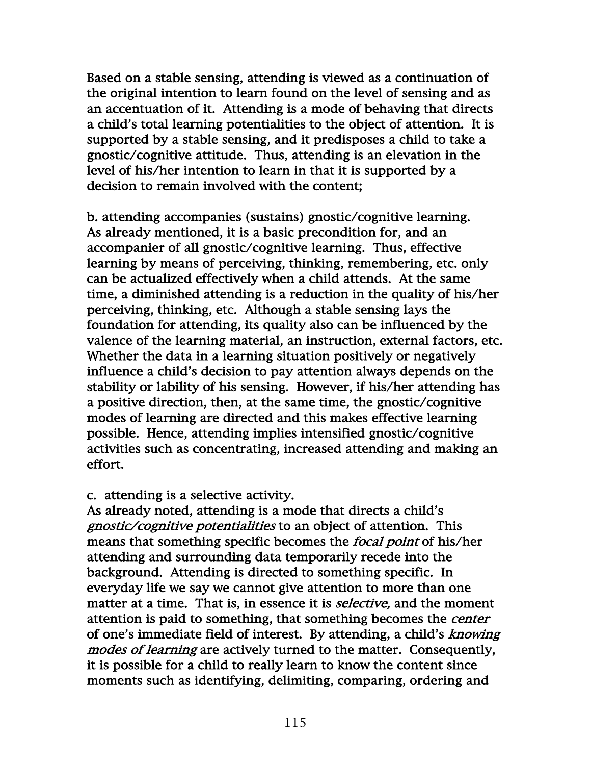Based on a stable sensing, attending is viewed as a continuation of the original intention to learn found on the level of sensing and as an accentuation of it. Attending is a mode of behaving that directs a child's total learning potentialities to the object of attention. It is supported by a stable sensing, and it predisposes a child to take a gnostic/cognitive attitude. Thus, attending is an elevation in the level of his/her intention to learn in that it is supported by a decision to remain involved with the content;

b. attending accompanies (sustains) gnostic/cognitive learning.
As already mentioned, it is a basic precondition for, and an accompanier of all gnostic/cognitive learning. Thus, effective learning by means of perceiving, thinking, remembering, etc. only can be actualized effectively when a child attends. At the same time, a diminished attending is a reduction in the quality of his/her perceiving, thinking, etc. Although a stable sensing lays the foundation for attending, its quality also can be influenced by the valence of the learning material, an instruction, external factors, etc. Whether the data in a learning situation positively or negatively influence a child's decision to pay attention always depends on the stability or lability of his sensing. However, if his/her attending has a positive direction, then, at the same time, the gnostic/cognitive modes of learning are directed and this makes effective learning possible. Hence, attending implies intensified gnostic/cognitive activities such as concentrating, increased attending and making an effort.

c. attending is a selective activity.
As already noted, attending is a mode that directs a child's *gnostic/cognitive potentialities* to an object of attention. This means that something specific becomes the *focal point* of his/her attending and surrounding data temporarily recede into the background. Attending is directed to something specific. In everyday life we say we cannot give attention to more than one matter at a time. That is, in essence it is *selective,* and the moment attention is paid to something, that something becomes the *center* of one's immediate field of interest. By attending, a child's *knowing modes of learning* are actively turned to the matter. Consequently, it is possible for a child to really learn to know the content since moments such as identifying, delimiting, comparing, ordering and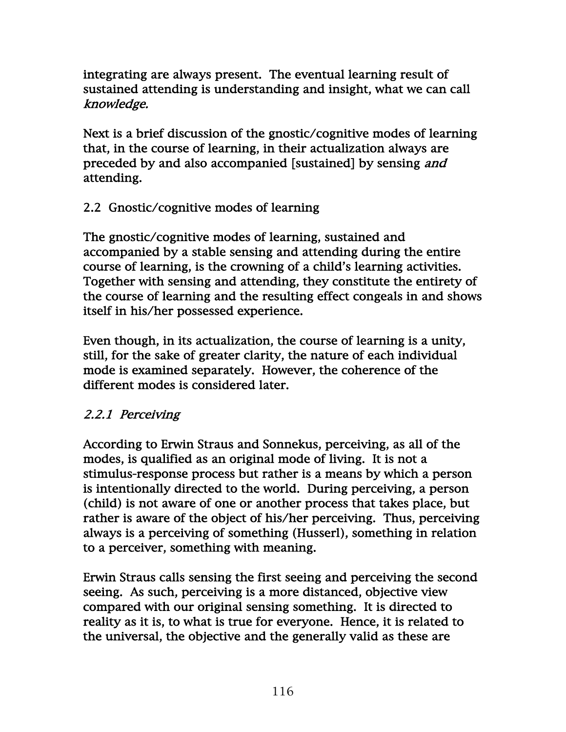integrating are always present. The eventual learning result of sustained attending is understanding and insight, what we can call *knowledge.*

Next is a brief discussion of the gnostic/cognitive modes of learning that, in the course of learning, in their actualization always are preceded by and also accompanied [sustained] by sensing *and* attending.

## 2.2 Gnostic/cognitive modes of learning

The gnostic/cognitive modes of learning, sustained and accompanied by a stable sensing and attending during the entire course of learning, is the crowning of a child's learning activities. Together with sensing and attending, they constitute the entirety of the course of learning and the resulting effect congeals in and shows itself in his/her possessed experience.

Even though, in its actualization, the course of learning is a unity, still, for the sake of greater clarity, the nature of each individual mode is examined separately. However, the coherence of the different modes is considered later.

### *2.2.1 Perceiving*

According to Erwin Straus and Sonnekus, perceiving, as all of the modes, is qualified as an original mode of living. It is not a stimulus-response process but rather is a means by which a person is intentionally directed to the world. During perceiving, a person (child) is not aware of one or another process that takes place, but rather is aware of the object of his/her perceiving. Thus, perceiving always is a perceiving of something (Husserl), something in relation to a perceiver, something with meaning.

Erwin Straus calls sensing the first seeing and perceiving the second seeing. As such, perceiving is a more distanced, objective view compared with our original sensing something. It is directed to reality as it is, to what is true for everyone. Hence, it is related to the universal, the objective and the generally valid as these are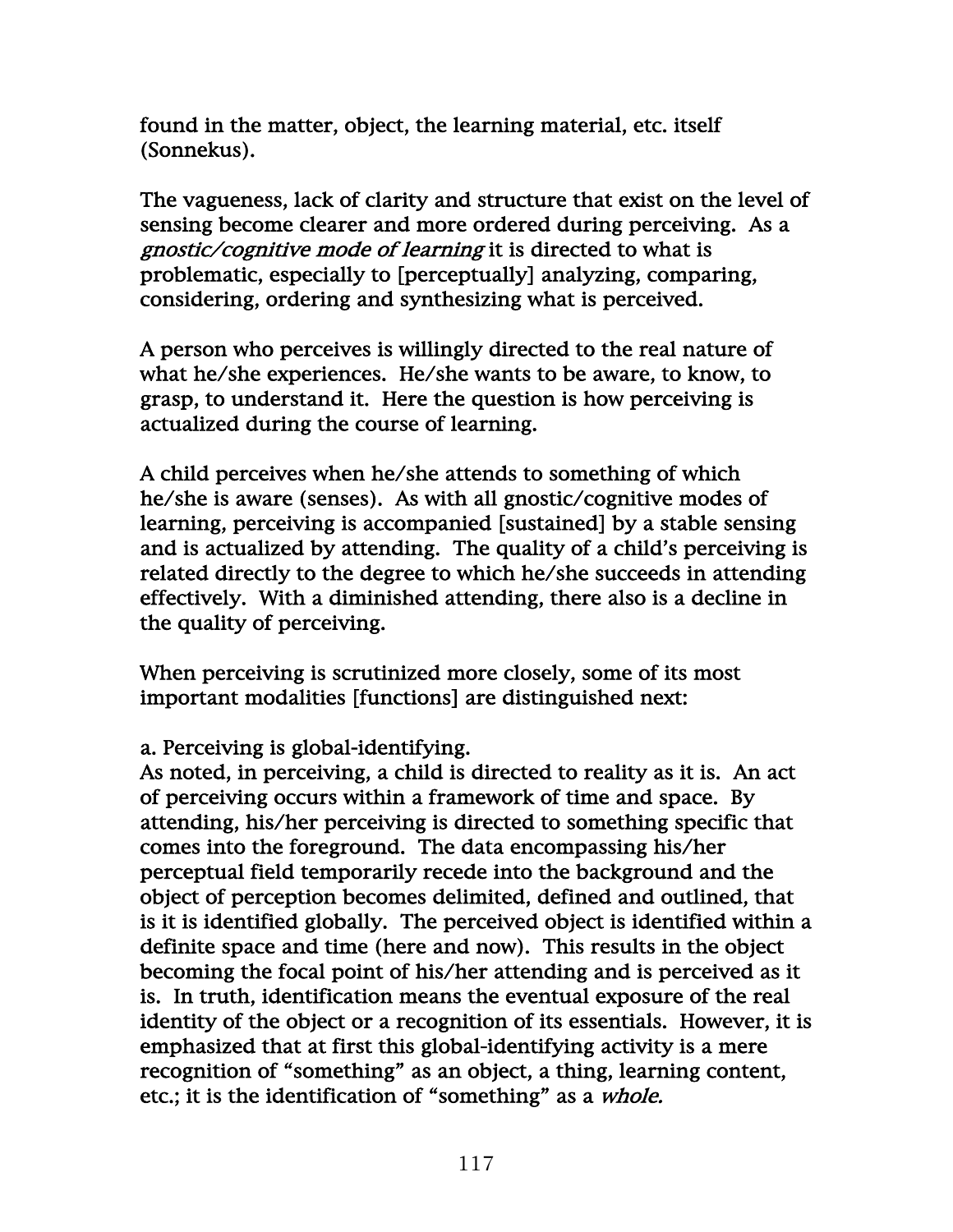found in the matter, object, the learning material, etc. itself (Sonnekus).

The vagueness, lack of clarity and structure that exist on the level of sensing become clearer and more ordered during perceiving. As a *gnostic/cognitive mode of learning* it is directed to what is problematic, especially to [perceptually] analyzing, comparing, considering, ordering and synthesizing what is perceived.

A person who perceives is willingly directed to the real nature of what he/she experiences. He/she wants to be aware, to know, to grasp, to understand it. Here the question is how perceiving is actualized during the course of learning.

A child perceives when he/she attends to something of which he/she is aware (senses). As with all gnostic/cognitive modes of learning, perceiving is accompanied [sustained] by a stable sensing and is actualized by attending. The quality of a child's perceiving is related directly to the degree to which he/she succeeds in attending effectively. With a diminished attending, there also is a decline in the quality of perceiving.

When perceiving is scrutinized more closely, some of its most important modalities [functions] are distinguished next:

a. Perceiving is global-identifying.

As noted, in perceiving, a child is directed to reality as it is. An act of perceiving occurs within a framework of time and space. By attending, his/her perceiving is directed to something specific that comes into the foreground. The data encompassing his/her perceptual field temporarily recede into the background and the object of perception becomes delimited, defined and outlined, that is it is identified globally. The perceived object is identified within a definite space and time (here and now). This results in the object becoming the focal point of his/her attending and is perceived as it is. In truth, identification means the eventual exposure of the real identity of the object or a recognition of its essentials. However, it is emphasized that at first this global-identifying activity is a mere recognition of "something" as an object, a thing, learning content, etc.; it is the identification of "something" as a *whole.*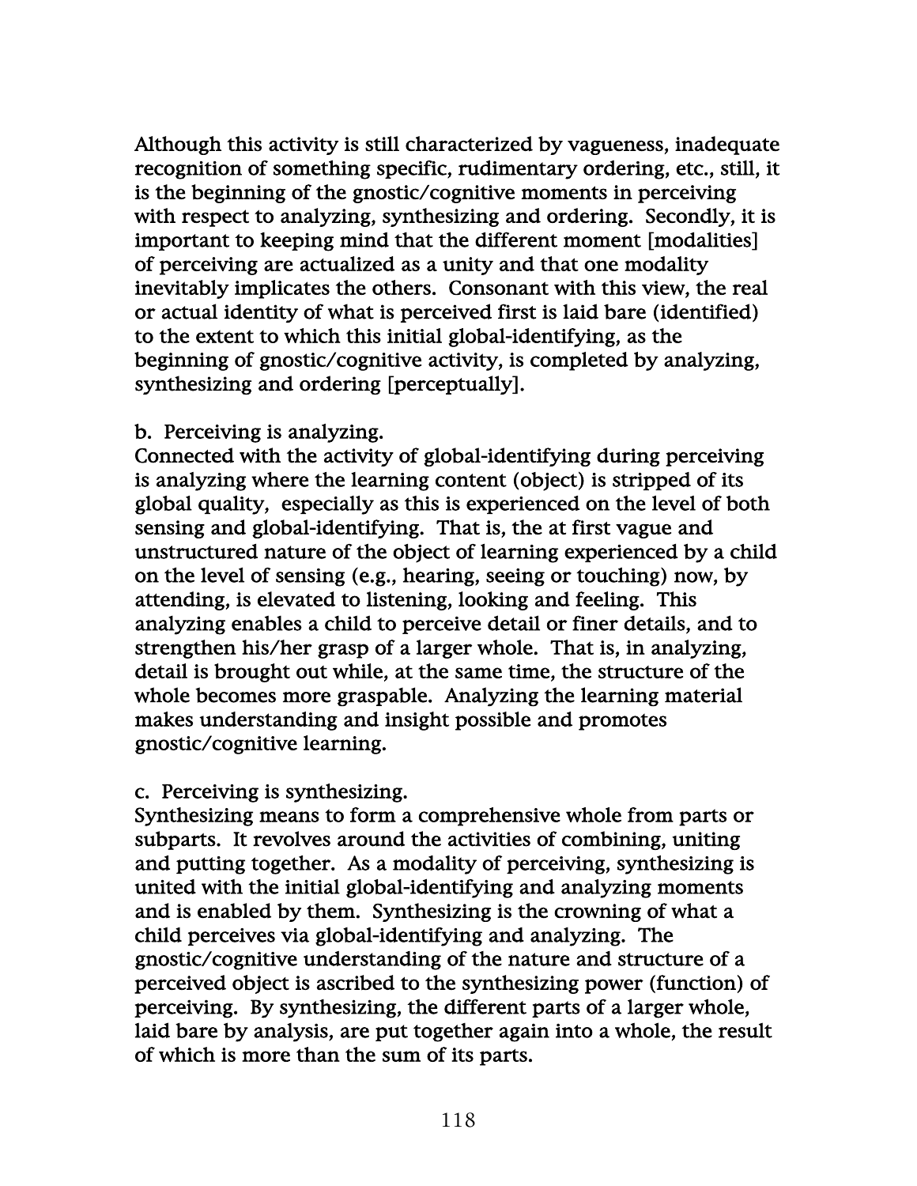Although this activity is still characterized by vagueness, inadequate recognition of something specific, rudimentary ordering, etc., still, it is the beginning of the gnostic/cognitive moments in perceiving with respect to analyzing, synthesizing and ordering. Secondly, it is important to keeping mind that the different moment [modalities] of perceiving are actualized as a unity and that one modality inevitably implicates the others. Consonant with this view, the real or actual identity of what is perceived first is laid bare (identified) to the extent to which this initial global-identifying, as the beginning of gnostic/cognitive activity, is completed by analyzing, synthesizing and ordering [perceptually].

b. Perceiving is analyzing.

Connected with the activity of global-identifying during perceiving is analyzing where the learning content (object) is stripped of its global quality, especially as this is experienced on the level of both sensing and global-identifying. That is, the at first vague and unstructured nature of the object of learning experienced by a child on the level of sensing (e.g., hearing, seeing or touching) now, by attending, is elevated to listening, looking and feeling. This analyzing enables a child to perceive detail or finer details, and to strengthen his/her grasp of a larger whole. That is, in analyzing, detail is brought out while, at the same time, the structure of the whole becomes more graspable. Analyzing the learning material makes understanding and insight possible and promotes gnostic/cognitive learning.

c. Perceiving is synthesizing.

Synthesizing means to form a comprehensive whole from parts or subparts. It revolves around the activities of combining, uniting and putting together. As a modality of perceiving, synthesizing is united with the initial global-identifying and analyzing moments and is enabled by them. Synthesizing is the crowning of what a child perceives via global-identifying and analyzing. The gnostic/cognitive understanding of the nature and structure of a perceived object is ascribed to the synthesizing power (function) of perceiving. By synthesizing, the different parts of a larger whole, laid bare by analysis, are put together again into a whole, the result of which is more than the sum of its parts.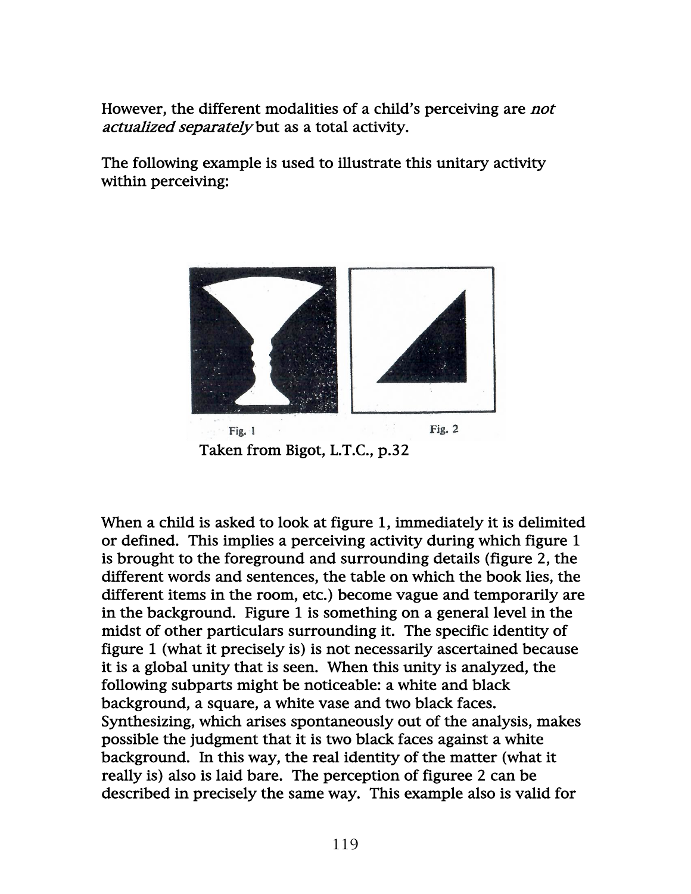However, the different modalities of a child's perceiving are *not actualized separately* but as a total activity.

The following example is used to illustrate this unitary activity within perceiving:

Fig. 1 Fig. 2

Taken from Bigot, L.T.C., p.32

When a child is asked to look at figure 1, immediately it is delimited or defined. This implies a perceiving activity during which figure 1 is brought to the foreground and surrounding details (figure 2, the different words and sentences, the table on which the book lies, the different items in the room, etc.) become vague and temporarily are in the background. Figure 1 is something on a general level in the midst of other particulars surrounding it. The specific identity of figure 1 (what it precisely is) is not necessarily ascertained because it is a global unity that is seen. When this unity is analyzed, the following subparts might be noticeable: a white and black background, a square, a white vase and two black faces. Synthesizing, which arises spontaneously out of the analysis, makes possible the judgment that it is two black faces against a white background. In this way, the real identity of the matter (what it really is) also is laid bare. The perception of figuree 2 can be described in precisely the same way. This example also is valid for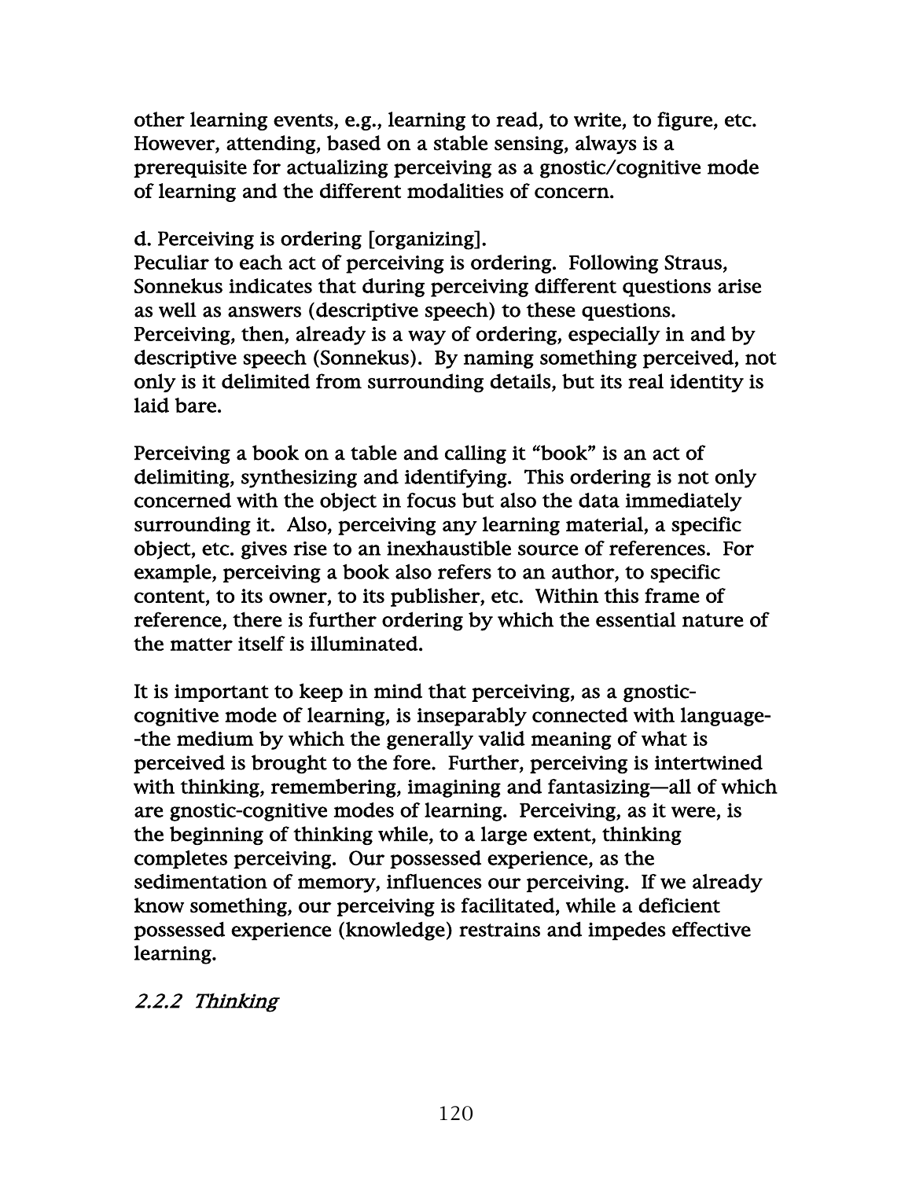other learning events, e.g., learning to read, to write, to figure, etc. However, attending, based on a stable sensing, always is a prerequisite for actualizing perceiving as a gnostic/cognitive mode of learning and the different modalities of concern.

d. Perceiving is ordering [organizing].
Peculiar to each act of perceiving is ordering. Following Straus, Sonnekus indicates that during perceiving different questions arise as well as answers (descriptive speech) to these questions. Perceiving, then, already is a way of ordering, especially in and by descriptive speech (Sonnekus). By naming something perceived, not only is it delimited from surrounding details, but its real identity is laid bare.

Perceiving a book on a table and calling it "book" is an act of delimiting, synthesizing and identifying. This ordering is not only concerned with the object in focus but also the data immediately surrounding it. Also, perceiving any learning material, a specific object, etc. gives rise to an inexhaustible source of references. For example, perceiving a book also refers to an author, to specific content, to its owner, to its publisher, etc. Within this frame of reference, there is further ordering by which the essential nature of the matter itself is illuminated.

It is important to keep in mind that perceiving, as a gnostic-cognitive mode of learning, is inseparably connected with language--the medium by which the generally valid meaning of what is perceived is brought to the fore. Further, perceiving is intertwined with thinking, remembering, imagining and fantasizing—all of which are gnostic-cognitive modes of learning. Perceiving, as it were, is the beginning of thinking while, to a large extent, thinking completes perceiving. Our possessed experience, as the sedimentation of memory, influences our perceiving. If we already know something, our perceiving is facilitated, while a deficient possessed experience (knowledge) restrains and impedes effective learning.

### *2.2.2 Thinking*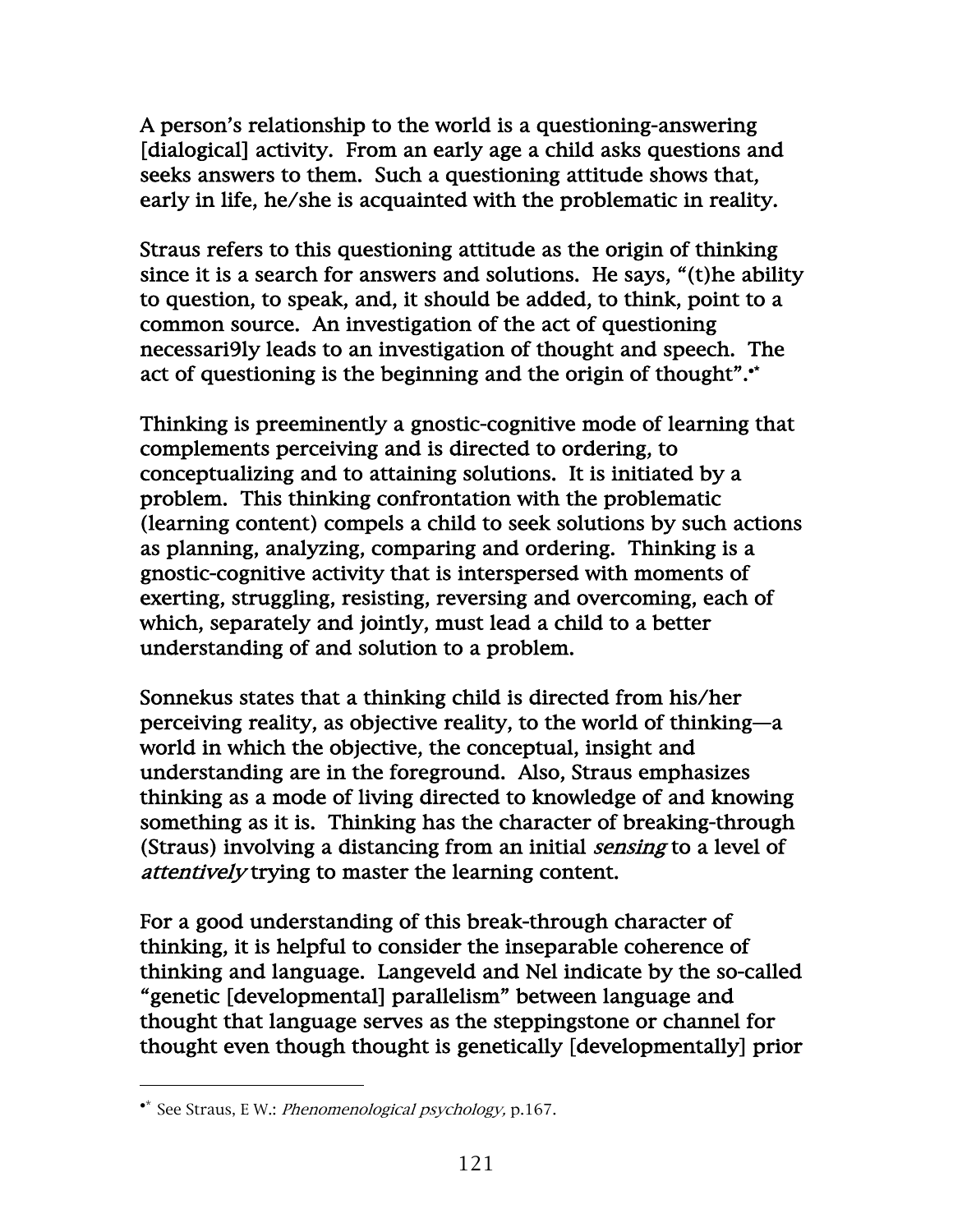A person's relationship to the world is a questioning-answering [dialogical] activity. From an early age a child asks questions and seeks answers to them. Such a questioning attitude shows that, early in life, he/she is acquainted with the problematic in reality.

Straus refers to this questioning attitude as the origin of thinking since it is a search for answers and solutions. He says, "(t)he ability to question, to speak, and, it should be added, to think, point to a common source. An investigation of the act of questioning necessari9ly leads to an investigation of thought and speech. The act of questioning is the beginning and the origin of thought".[*]

Thinking is preeminently a gnostic-cognitive mode of learning that complements perceiving and is directed to ordering, to conceptualizing and to attaining solutions. It is initiated by a problem. This thinking confrontation with the problematic (learning content) compels a child to seek solutions by such actions as planning, analyzing, comparing and ordering. Thinking is a gnostic-cognitive activity that is interspersed with moments of exerting, struggling, resisting, reversing and overcoming, each of which, separately and jointly, must lead a child to a better understanding of and solution to a problem.

Sonnekus states that a thinking child is directed from his/her perceiving reality, as objective reality, to the world of thinking—a world in which the objective, the conceptual, insight and understanding are in the foreground. Also, Straus emphasizes thinking as a mode of living directed to knowledge of and knowing something as it is. Thinking has the character of breaking-through (Straus) involving a distancing from an initial *sensing* to a level of *attentively* trying to master the learning content.

For a good understanding of this break-through character of thinking, it is helpful to consider the inseparable coherence of thinking and language. Langeveld and Nel indicate by the so-called "genetic [developmental] parallelism" between language and thought that language serves as the steppingstone or channel for thought even though thought is genetically [developmentally] prior

---

[*] See Straus, E W.: *Phenomenological psychology,* p.167.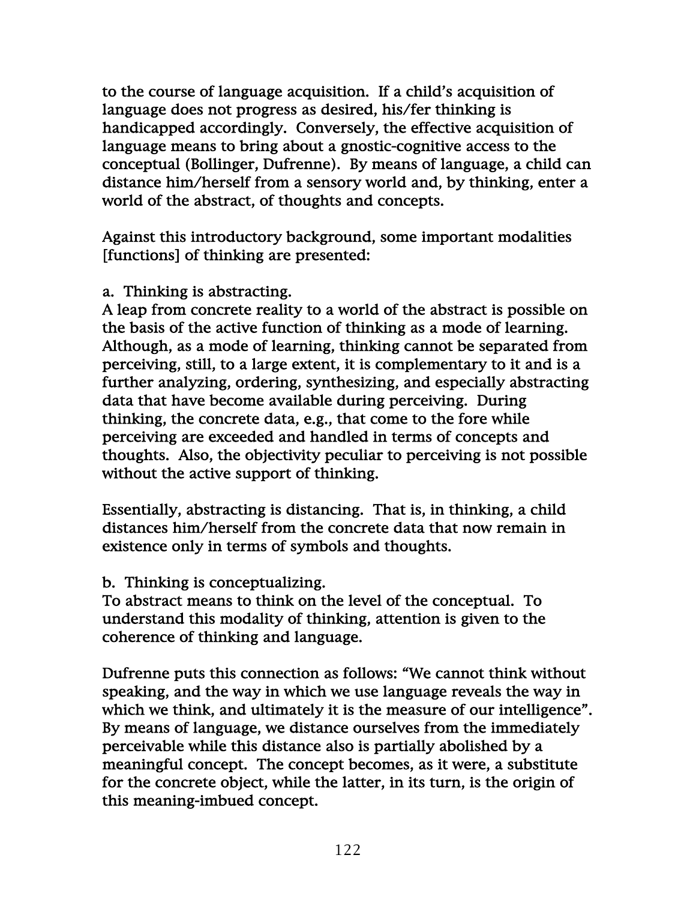to the course of language acquisition. If a child's acquisition of language does not progress as desired, his/fer thinking is handicapped accordingly. Conversely, the effective acquisition of language means to bring about a gnostic-cognitive access to the conceptual (Bollinger, Dufrenne). By means of language, a child can distance him/herself from a sensory world and, by thinking, enter a world of the abstract, of thoughts and concepts.

Against this introductory background, some important modalities [functions] of thinking are presented:

a. Thinking is abstracting.
A leap from concrete reality to a world of the abstract is possible on the basis of the active function of thinking as a mode of learning. Although, as a mode of learning, thinking cannot be separated from perceiving, still, to a large extent, it is complementary to it and is a further analyzing, ordering, synthesizing, and especially abstracting data that have become available during perceiving. During thinking, the concrete data, e.g., that come to the fore while perceiving are exceeded and handled in terms of concepts and thoughts. Also, the objectivity peculiar to perceiving is not possible without the active support of thinking.

Essentially, abstracting is distancing. That is, in thinking, a child distances him/herself from the concrete data that now remain in existence only in terms of symbols and thoughts.

b. Thinking is conceptualizing.
To abstract means to think on the level of the conceptual. To understand this modality of thinking, attention is given to the coherence of thinking and language.

Dufrenne puts this connection as follows: "We cannot think without speaking, and the way in which we use language reveals the way in which we think, and ultimately it is the measure of our intelligence". By means of language, we distance ourselves from the immediately perceivable while this distance also is partially abolished by a meaningful concept. The concept becomes, as it were, a substitute for the concrete object, while the latter, in its turn, is the origin of this meaning-imbued concept.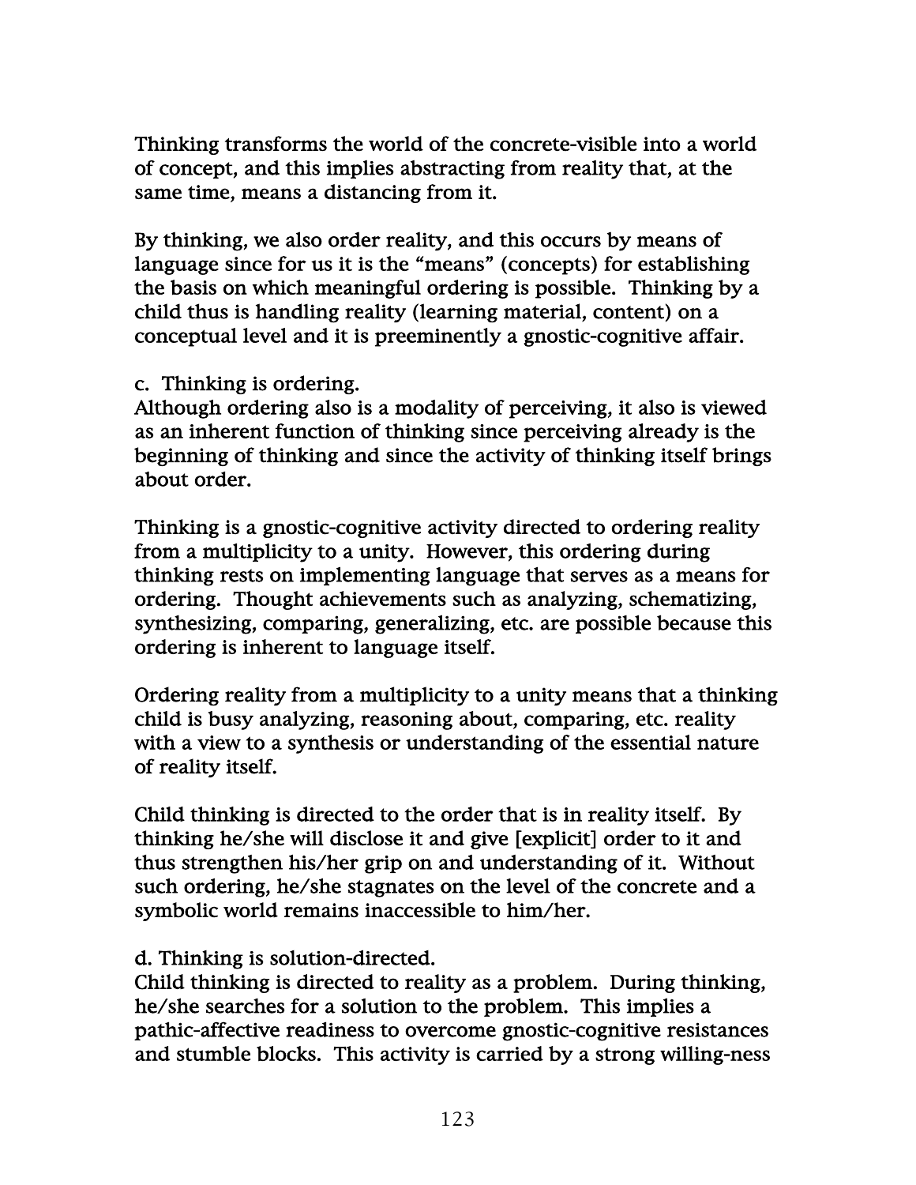Thinking transforms the world of the concrete-visible into a world of concept, and this implies abstracting from reality that, at the same time, means a distancing from it.

By thinking, we also order reality, and this occurs by means of language since for us it is the "means" (concepts) for establishing the basis on which meaningful ordering is possible. Thinking by a child thus is handling reality (learning material, content) on a conceptual level and it is preeminently a gnostic-cognitive affair.

c. Thinking is ordering.
Although ordering also is a modality of perceiving, it also is viewed as an inherent function of thinking since perceiving already is the beginning of thinking and since the activity of thinking itself brings about order.

Thinking is a gnostic-cognitive activity directed to ordering reality from a multiplicity to a unity. However, this ordering during thinking rests on implementing language that serves as a means for ordering. Thought achievements such as analyzing, schematizing, synthesizing, comparing, generalizing, etc. are possible because this ordering is inherent to language itself.

Ordering reality from a multiplicity to a unity means that a thinking child is busy analyzing, reasoning about, comparing, etc. reality with a view to a synthesis or understanding of the essential nature of reality itself.

Child thinking is directed to the order that is in reality itself. By thinking he/she will disclose it and give [explicit] order to it and thus strengthen his/her grip on and understanding of it. Without such ordering, he/she stagnates on the level of the concrete and a symbolic world remains inaccessible to him/her.

d. Thinking is solution-directed.
Child thinking is directed to reality as a problem. During thinking, he/she searches for a solution to the problem. This implies a pathic-affective readiness to overcome gnostic-cognitive resistances and stumble blocks. This activity is carried by a strong willing-ness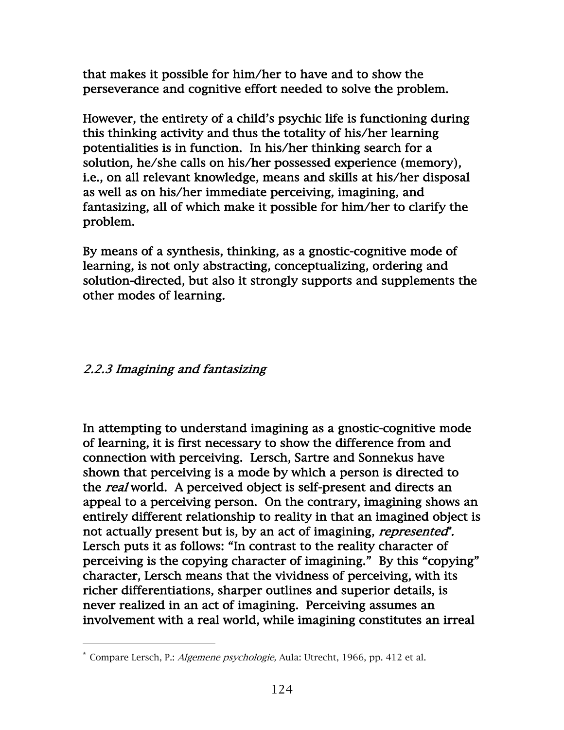that makes it possible for him/her to have and to show the perseverance and cognitive effort needed to solve the problem.

However, the entirety of a child's psychic life is functioning during this thinking activity and thus the totality of his/her learning potentialities is in function. In his/her thinking search for a solution, he/she calls on his/her possessed experience (memory), i.e., on all relevant knowledge, means and skills at his/her disposal as well as on his/her immediate perceiving, imagining, and fantasizing, all of which make it possible for him/her to clarify the problem.

By means of a synthesis, thinking, as a gnostic-cognitive mode of learning, is not only abstracting, conceptualizing, ordering and solution-directed, but also it strongly supports and supplements the other modes of learning.

### *2.2.3 Imagining and fantasizing*

In attempting to understand imagining as a gnostic-cognitive mode of learning, it is first necessary to show the difference from and connection with perceiving. Lersch, Sartre and Sonnekus have shown that perceiving is a mode by which a person is directed to the *real* world. A perceived object is self-present and directs an appeal to a perceiving person. On the contrary, imagining shows an entirely different relationship to reality in that an imagined object is not actually present but is, by an act of imagining, *represented*[*]. Lersch puts it as follows: "In contrast to the reality character of perceiving is the copying character of imagining." By this "copying" character, Lersch means that the vividness of perceiving, with its richer differentiations, sharper outlines and superior details, is never realized in an act of imagining. Perceiving assumes an involvement with a real world, while imagining constitutes an irreal

[*] Compare Lersch, P.: *Algemene psychologie,* Aula: Utrecht, 1966, pp. 412 et al.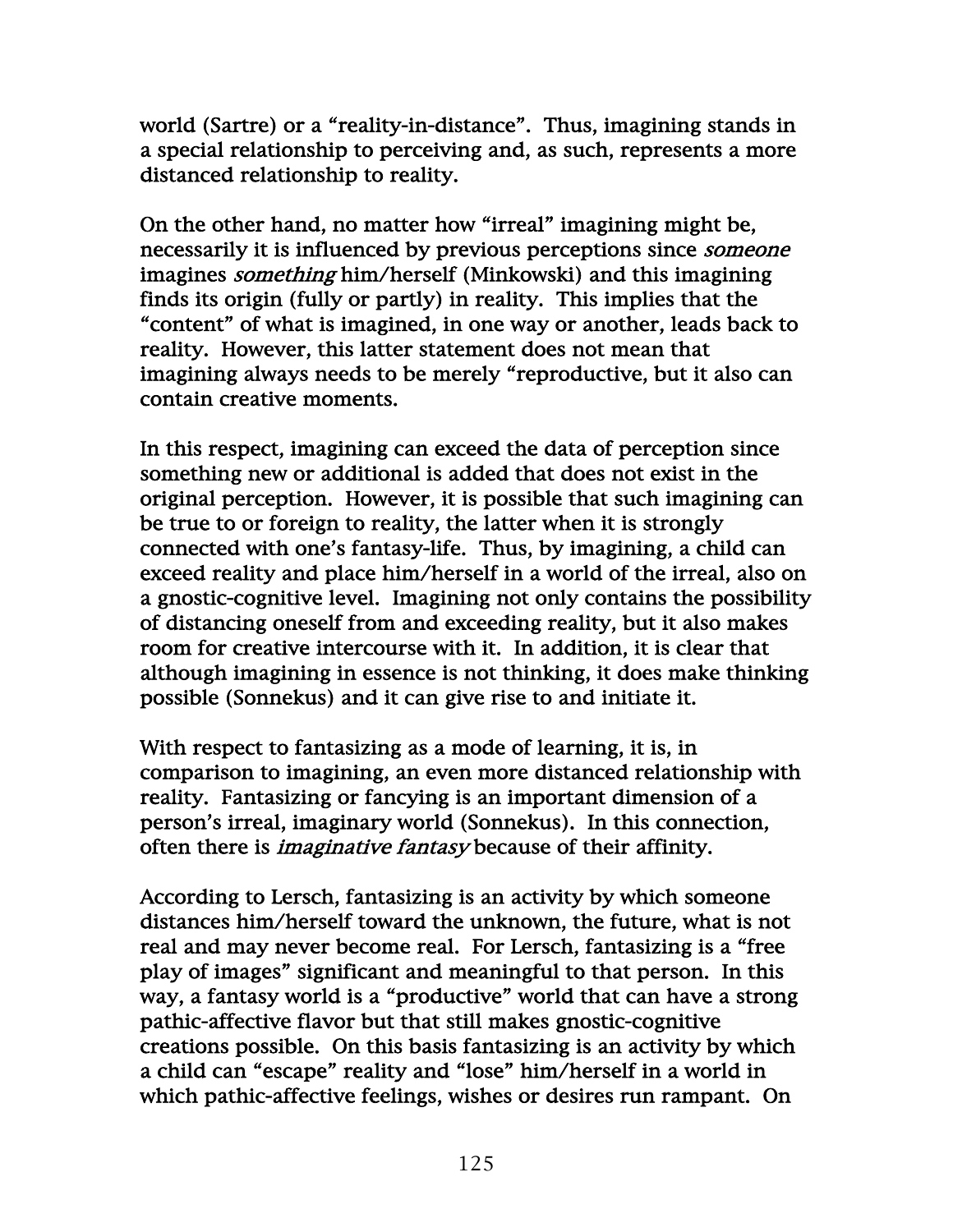world (Sartre) or a “reality-in-distance”. Thus, imagining stands in a special relationship to perceiving and, as such, represents a more distanced relationship to reality.

On the other hand, no matter how “irreal” imagining might be, necessarily it is influenced by previous perceptions since *someone* imagines *something* him/herself (Minkowski) and this imagining finds its origin (fully or partly) in reality. This implies that the “content” of what is imagined, in one way or another, leads back to reality. However, this latter statement does not mean that imagining always needs to be merely “reproductive, but it also can contain creative moments.

In this respect, imagining can exceed the data of perception since something new or additional is added that does not exist in the original perception. However, it is possible that such imagining can be true to or foreign to reality, the latter when it is strongly connected with one’s fantasy-life. Thus, by imagining, a child can exceed reality and place him/herself in a world of the irreal, also on a gnostic-cognitive level. Imagining not only contains the possibility of distancing oneself from and exceeding reality, but it also makes room for creative intercourse with it. In addition, it is clear that although imagining in essence is not thinking, it does make thinking possible (Sonnekus) and it can give rise to and initiate it.

With respect to fantasizing as a mode of learning, it is, in comparison to imagining, an even more distanced relationship with reality. Fantasizing or fancying is an important dimension of a person’s irreal, imaginary world (Sonnekus). In this connection, often there is *imaginative fantasy* because of their affinity.

According to Lersch, fantasizing is an activity by which someone distances him/herself toward the unknown, the future, what is not real and may never become real. For Lersch, fantasizing is a “free play of images” significant and meaningful to that person. In this way, a fantasy world is a “productive” world that can have a strong pathic-affective flavor but that still makes gnostic-cognitive creations possible. On this basis fantasizing is an activity by which a child can “escape” reality and “lose” him/herself in a world in which pathic-affective feelings, wishes or desires run rampant. On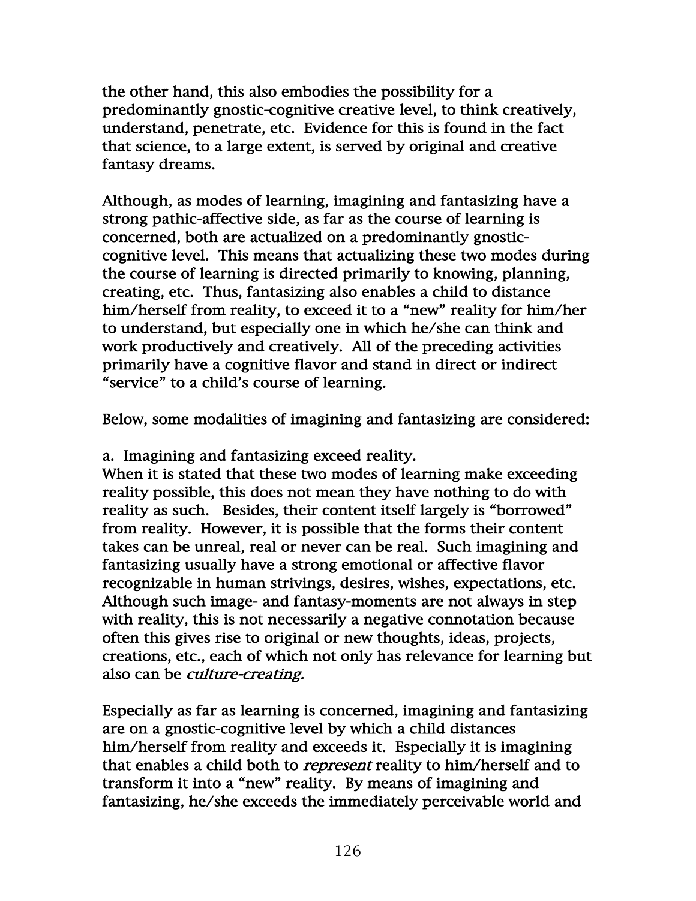the other hand, this also embodies the possibility for a predominantly gnostic-cognitive creative level, to think creatively, understand, penetrate, etc. Evidence for this is found in the fact that science, to a large extent, is served by original and creative fantasy dreams.

Although, as modes of learning, imagining and fantasizing have a strong pathic-affective side, as far as the course of learning is concerned, both are actualized on a predominantly gnostic-cognitive level. This means that actualizing these two modes during the course of learning is directed primarily to knowing, planning, creating, etc. Thus, fantasizing also enables a child to distance him/herself from reality, to exceed it to a "new" reality for him/her to understand, but especially one in which he/she can think and work productively and creatively. All of the preceding activities primarily have a cognitive flavor and stand in direct or indirect "service" to a child's course of learning.

Below, some modalities of imagining and fantasizing are considered:

a. Imagining and fantasizing exceed reality.
When it is stated that these two modes of learning make exceeding reality possible, this does not mean they have nothing to do with reality as such. Besides, their content itself largely is "borrowed" from reality. However, it is possible that the forms their content takes can be unreal, real or never can be real. Such imagining and fantasizing usually have a strong emotional or affective flavor recognizable in human strivings, desires, wishes, expectations, etc. Although such image- and fantasy-moments are not always in step with reality, this is not necessarily a negative connotation because often this gives rise to original or new thoughts, ideas, projects, creations, etc., each of which not only has relevance for learning but also can be *culture-creating.*

Especially as far as learning is concerned, imagining and fantasizing are on a gnostic-cognitive level by which a child distances him/herself from reality and exceeds it. Especially it is imagining that enables a child both to *represent* reality to him/herself and to transform it into a "new" reality. By means of imagining and fantasizing, he/she exceeds the immediately perceivable world and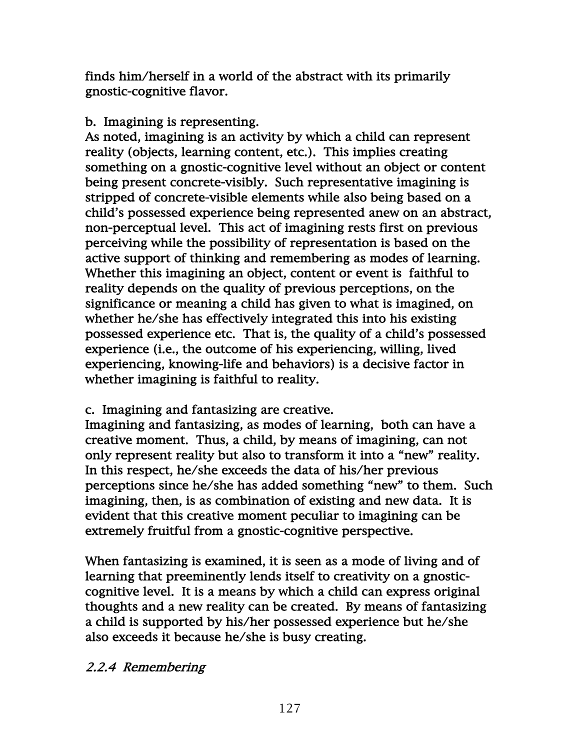finds him/herself in a world of the abstract with its primarily gnostic-cognitive flavor.

b. Imagining is representing.
As noted, imagining is an activity by which a child can represent reality (objects, learning content, etc.). This implies creating something on a gnostic-cognitive level without an object or content being present concrete-visibly. Such representative imagining is stripped of concrete-visible elements while also being based on a child's possessed experience being represented anew on an abstract, non-perceptual level. This act of imagining rests first on previous perceiving while the possibility of representation is based on the active support of thinking and remembering as modes of learning. Whether this imagining an object, content or event is faithful to reality depends on the quality of previous perceptions, on the significance or meaning a child has given to what is imagined, on whether he/she has effectively integrated this into his existing possessed experience etc. That is, the quality of a child's possessed experience (i.e., the outcome of his experiencing, willing, lived experiencing, knowing-life and behaviors) is a decisive factor in whether imagining is faithful to reality.

c. Imagining and fantasizing are creative.
Imagining and fantasizing, as modes of learning, both can have a creative moment. Thus, a child, by means of imagining, can not only represent reality but also to transform it into a "new" reality. In this respect, he/she exceeds the data of his/her previous perceptions since he/she has added something "new" to them. Such imagining, then, is as combination of existing and new data. It is evident that this creative moment peculiar to imagining can be extremely fruitful from a gnostic-cognitive perspective.

When fantasizing is examined, it is seen as a mode of living and of learning that preeminently lends itself to creativity on a gnostic-cognitive level. It is a means by which a child can express original thoughts and a new reality can be created. By means of fantasizing a child is supported by his/her possessed experience but he/she also exceeds it because he/she is busy creating.

### *2.2.4 Remembering*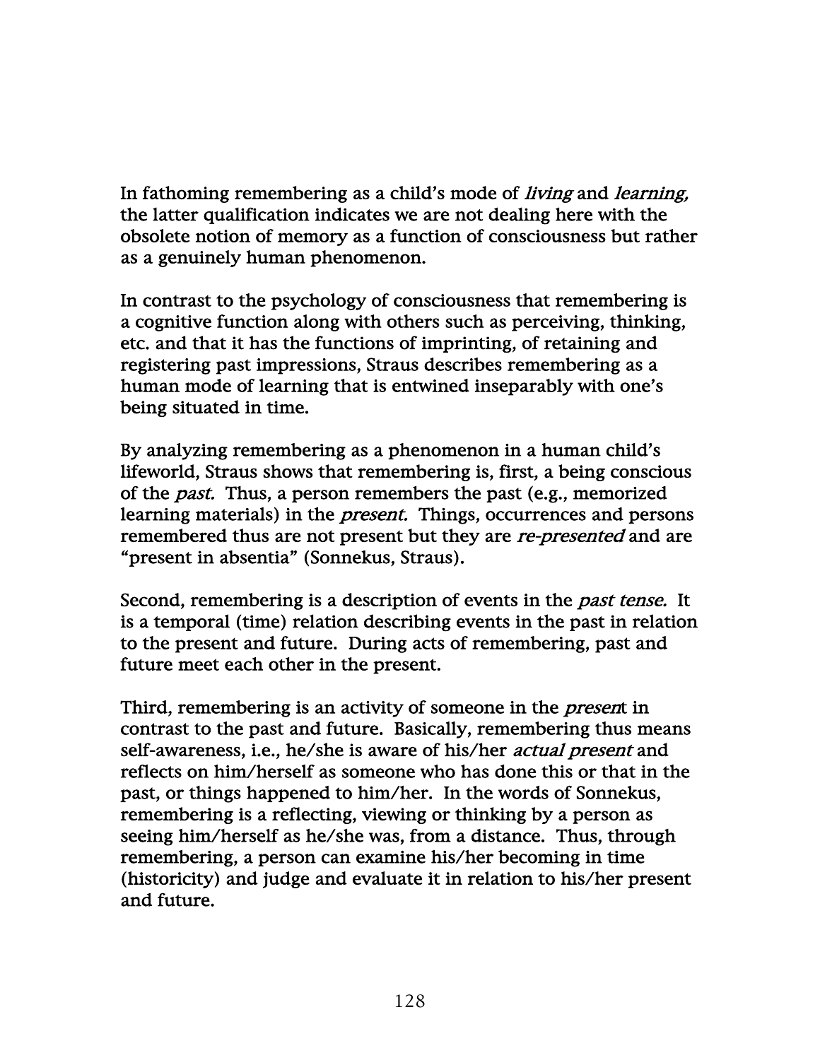In fathoming remembering as a child's mode of *living* and *learning,* the latter qualification indicates we are not dealing here with the obsolete notion of memory as a function of consciousness but rather as a genuinely human phenomenon.

In contrast to the psychology of consciousness that remembering is a cognitive function along with others such as perceiving, thinking, etc. and that it has the functions of imprinting, of retaining and registering past impressions, Straus describes remembering as a human mode of learning that is entwined inseparably with one's being situated in time.

By analyzing remembering as a phenomenon in a human child's lifeworld, Straus shows that remembering is, first, a being conscious of the *past.* Thus, a person remembers the past (e.g., memorized learning materials) in the *present.* Things, occurrences and persons remembered thus are not present but they are *re-presented* and are "present in absentia" (Sonnekus, Straus).

Second, remembering is a description of events in the *past tense.* It is a temporal (time) relation describing events in the past in relation to the present and future. During acts of remembering, past and future meet each other in the present.

Third, remembering is an activity of someone in the *present* in contrast to the past and future. Basically, remembering thus means self-awareness, i.e., he/she is aware of his/her *actual present* and reflects on him/herself as someone who has done this or that in the past, or things happened to him/her. In the words of Sonnekus, remembering is a reflecting, viewing or thinking by a person as seeing him/herself as he/she was, from a distance. Thus, through remembering, a person can examine his/her becoming in time (historicity) and judge and evaluate it in relation to his/her present and future.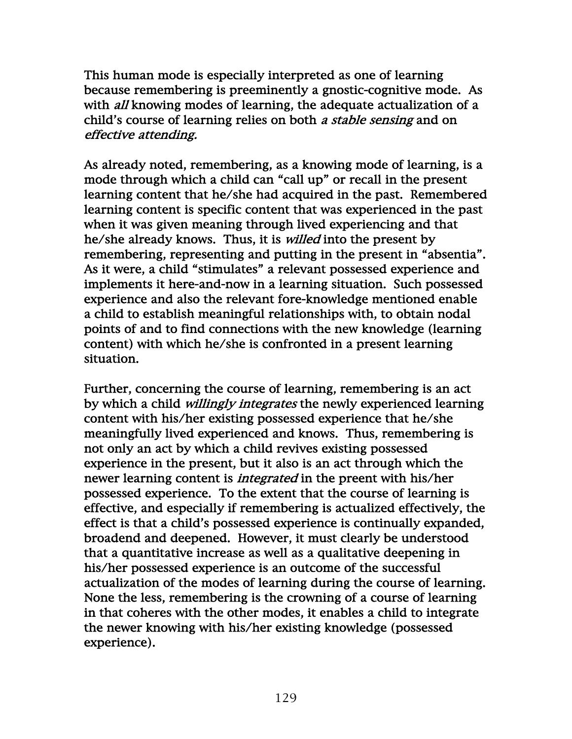This human mode is especially interpreted as one of learning because remembering is preeminently a gnostic-cognitive mode. As with *all* knowing modes of learning, the adequate actualization of a child's course of learning relies on both *a stable sensing* and on *effective attending.*

As already noted, remembering, as a knowing mode of learning, is a mode through which a child can "call up" or recall in the present learning content that he/she had acquired in the past. Remembered learning content is specific content that was experienced in the past when it was given meaning through lived experiencing and that he/she already knows. Thus, it is *willed* into the present by remembering, representing and putting in the present in "absentia". As it were, a child "stimulates" a relevant possessed experience and implements it here-and-now in a learning situation. Such possessed experience and also the relevant fore-knowledge mentioned enable a child to establish meaningful relationships with, to obtain nodal points of and to find connections with the new knowledge (learning content) with which he/she is confronted in a present learning situation.

Further, concerning the course of learning, remembering is an act by which a child *willingly integrates* the newly experienced learning content with his/her existing possessed experience that he/she meaningfully lived experienced and knows. Thus, remembering is not only an act by which a child revives existing possessed experience in the present, but it also is an act through which the newer learning content is *integrated* in the preent with his/her possessed experience. To the extent that the course of learning is effective, and especially if remembering is actualized effectively, the effect is that a child's possessed experience is continually expanded, broadend and deepened. However, it must clearly be understood that a quantitative increase as well as a qualitative deepening in his/her possessed experience is an outcome of the successful actualization of the modes of learning during the course of learning. None the less, remembering is the crowning of a course of learning in that coheres with the other modes, it enables a child to integrate the newer knowing with his/her existing knowledge (possessed experience).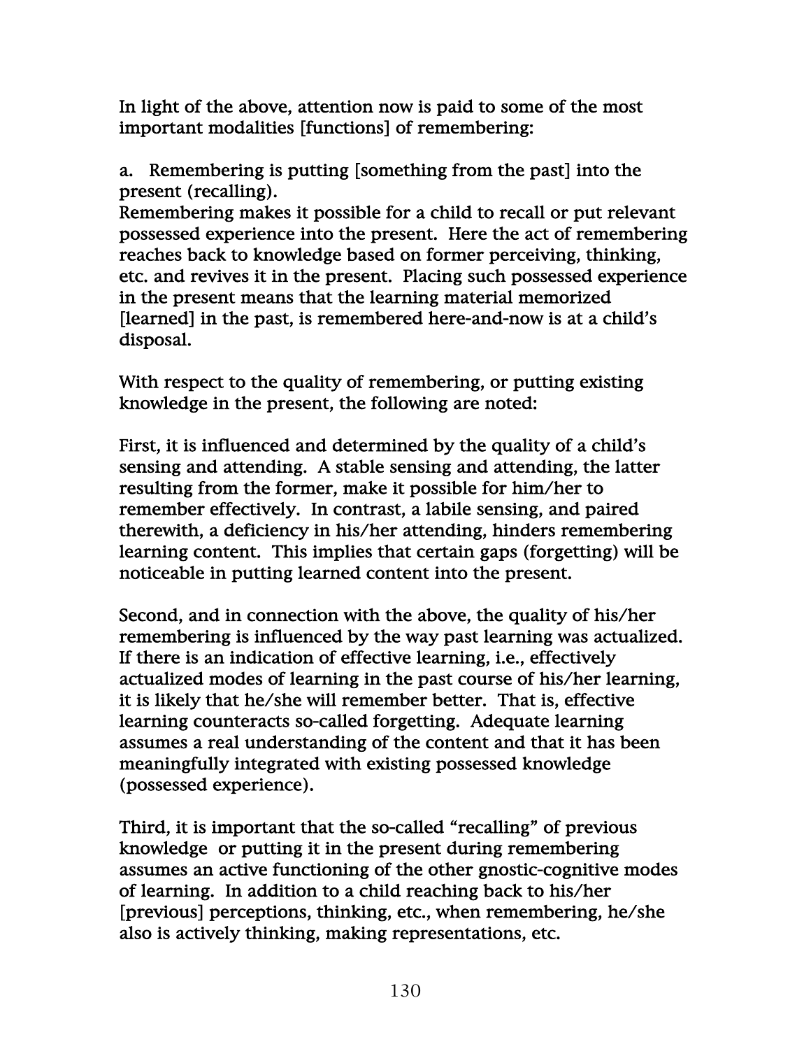In light of the above, attention now is paid to some of the most important modalities [functions] of remembering:

a. Remembering is putting [something from the past] into the present (recalling).
Remembering makes it possible for a child to recall or put relevant possessed experience into the present. Here the act of remembering reaches back to knowledge based on former perceiving, thinking, etc. and revives it in the present. Placing such possessed experience in the present means that the learning material memorized [learned] in the past, is remembered here-and-now is at a child's disposal.

With respect to the quality of remembering, or putting existing knowledge in the present, the following are noted:

First, it is influenced and determined by the quality of a child's sensing and attending. A stable sensing and attending, the latter resulting from the former, make it possible for him/her to remember effectively. In contrast, a labile sensing, and paired therewith, a deficiency in his/her attending, hinders remembering learning content. This implies that certain gaps (forgetting) will be noticeable in putting learned content into the present.

Second, and in connection with the above, the quality of his/her remembering is influenced by the way past learning was actualized. If there is an indication of effective learning, i.e., effectively actualized modes of learning in the past course of his/her learning, it is likely that he/she will remember better. That is, effective learning counteracts so-called forgetting. Adequate learning assumes a real understanding of the content and that it has been meaningfully integrated with existing possessed knowledge (possessed experience).

Third, it is important that the so-called "recalling" of previous knowledge or putting it in the present during remembering assumes an active functioning of the other gnostic-cognitive modes of learning. In addition to a child reaching back to his/her [previous] perceptions, thinking, etc., when remembering, he/she also is actively thinking, making representations, etc.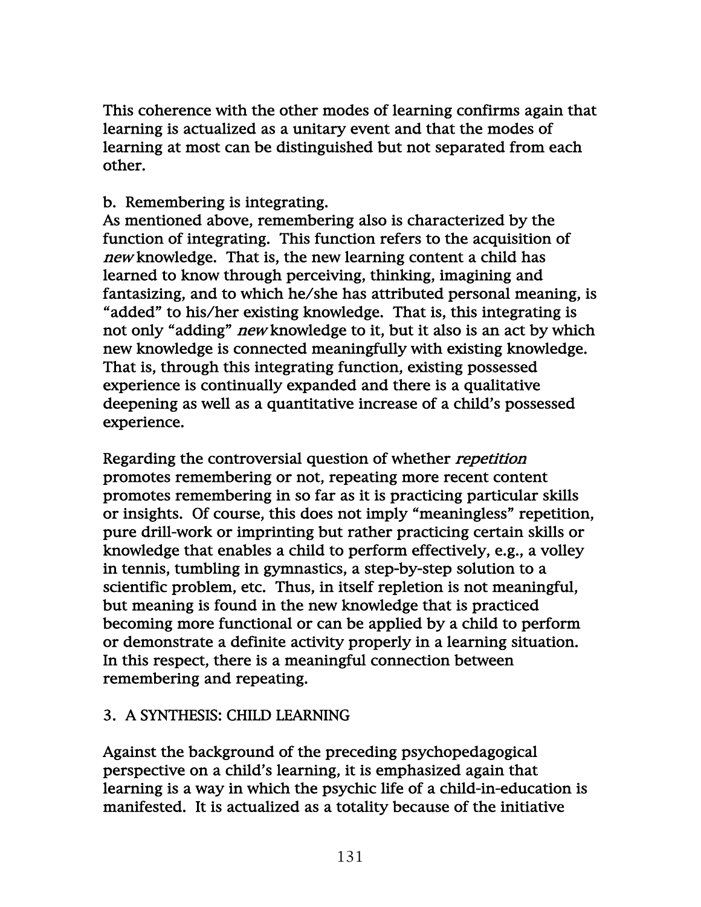This coherence with the other modes of learning confirms again that learning is actualized as a unitary event and that the modes of learning at most can be distinguished but not separated from each other.

b. Remembering is integrating.

As mentioned above, remembering also is characterized by the function of integrating. This function refers to the acquisition of *new* knowledge. That is, the new learning content a child has learned to know through perceiving, thinking, imagining and fantasizing, and to which he/she has attributed personal meaning, is "added" to his/her existing knowledge. That is, this integrating is not only "adding" *new* knowledge to it, but it also is an act by which new knowledge is connected meaningfully with existing knowledge. That is, through this integrating function, existing possessed experience is continually expanded and there is a qualitative deepening as well as a quantitative increase of a child's possessed experience.

Regarding the controversial question of whether *repetition* promotes remembering or not, repeating more recent content promotes remembering in so far as it is practicing particular skills or insights. Of course, this does not imply "meaningless" repetition, pure drill-work or imprinting but rather practicing certain skills or knowledge that enables a child to perform effectively, e.g., a volley in tennis, tumbling in gymnastics, a step-by-step solution to a scientific problem, etc. Thus, in itself repletion is not meaningful, but meaning is found in the new knowledge that is practiced becoming more functional or can be applied by a child to perform or demonstrate a definite activity properly in a learning situation. In this respect, there is a meaningful connection between remembering and repeating.

## 3. A SYNTHESIS: CHILD LEARNING

Against the background of the preceding psychopedagogical perspective on a child's learning, it is emphasized again that learning is a way in which the psychic life of a child-in-education is manifested. It is actualized as a totality because of the initiative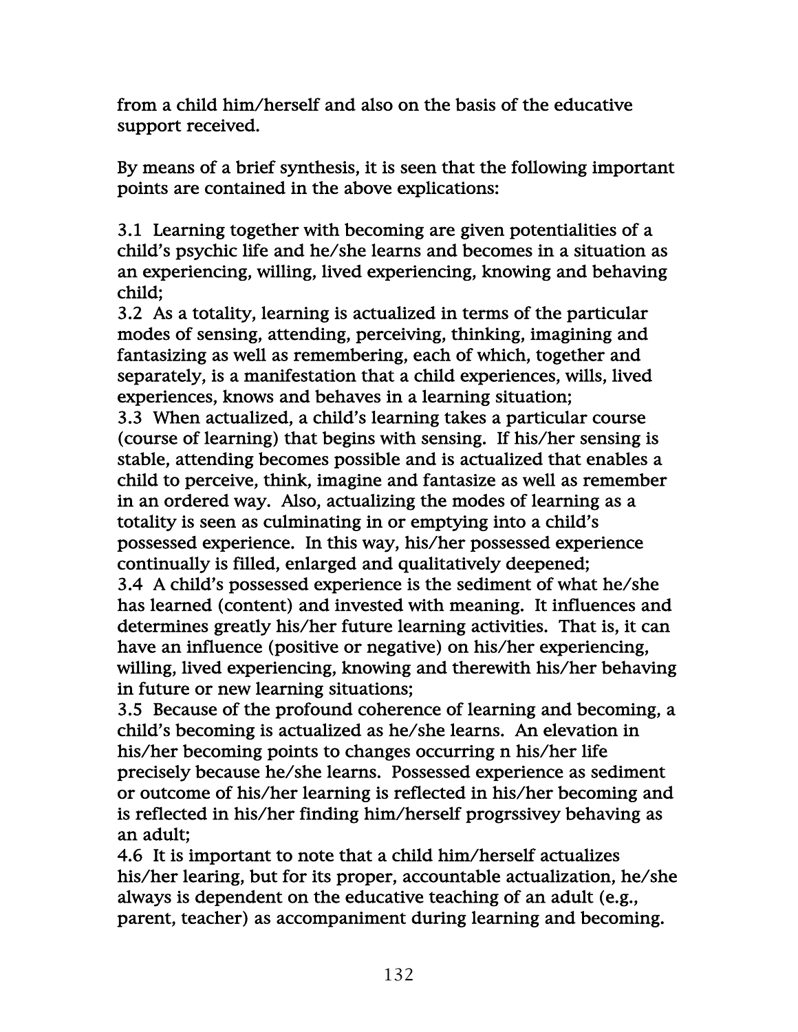from a child him/herself and also on the basis of the educative support received.

By means of a brief synthesis, it is seen that the following important points are contained in the above explications:

3.1 Learning together with becoming are given potentialities of a child's psychic life and he/she learns and becomes in a situation as an experiencing, willing, lived experiencing, knowing and behaving child;
3.2 As a totality, learning is actualized in terms of the particular modes of sensing, attending, perceiving, thinking, imagining and fantasizing as well as remembering, each of which, together and separately, is a manifestation that a child experiences, wills, lived experiences, knows and behaves in a learning situation;
3.3 When actualized, a child's learning takes a particular course (course of learning) that begins with sensing. If his/her sensing is stable, attending becomes possible and is actualized that enables a child to perceive, think, imagine and fantasize as well as remember in an ordered way. Also, actualizing the modes of learning as a totality is seen as culminating in or emptying into a child's possessed experience. In this way, his/her possessed experience continually is filled, enlarged and qualitatively deepened;
3.4 A child's possessed experience is the sediment of what he/she has learned (content) and invested with meaning. It influences and determines greatly his/her future learning activities. That is, it can have an influence (positive or negative) on his/her experiencing, willing, lived experiencing, knowing and therewith his/her behaving in future or new learning situations;
3.5 Because of the profound coherence of learning and becoming, a child's becoming is actualized as he/she learns. An elevation in his/her becoming points to changes occurring n his/her life precisely because he/she learns. Possessed experience as sediment or outcome of his/her learning is reflected in his/her becoming and is reflected in his/her finding him/herself progrssivey behaving as an adult;
4.6 It is important to note that a child him/herself actualizes his/her learing, but for its proper, accountable actualization, he/she always is dependent on the educative teaching of an adult (e.g., parent, teacher) as accompaniment during learning and becoming.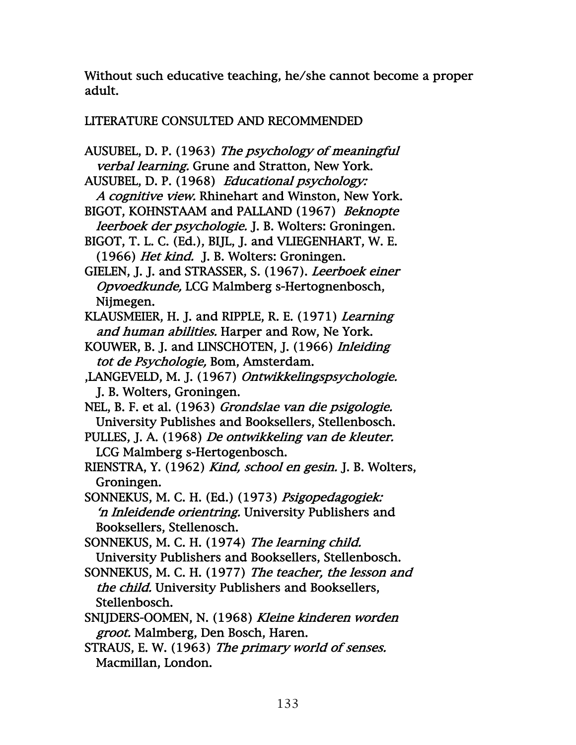Without such educative teaching, he/she cannot become a proper adult.

LITERATURE CONSULTED AND RECOMMENDED

AUSUBEL, D. P. (1963) *The psychology of meaningful verbal learning.* Grune and Stratton, New York.

AUSUBEL, D. P. (1968) *Educational psychology: A cognitive view.* Rhinehart and Winston, New York.

BIGOT, KOHNSTAAM and PALLAND (1967) *Beknopte leerboek der psychologie.* J. B. Wolters: Groningen.

BIGOT, T. L. C. (Ed.), BIJL, J. and VLIEGENHART, W. E. (1966) *Het kind.* J. B. Wolters: Groningen.

GIELEN, J. J. and STRASSER, S. (1967). *Leerboek einer Opvoedkunde,* LCG Malmberg s-Hertognenbosch, Nijmegen.

KLAUSMEIER, H. J. and RIPPLE, R. E. (1971) *Learning and human abilities.* Harper and Row, Ne York.

KOUWER, B. J. and LINSCHOTEN, J. (1966) *Inleiding tot de Psychologie,* Bom, Amsterdam.

,LANGEVELD, M. J. (1967) *Ontwikkelingspsychologie.* J. B. Wolters, Groningen.

NEL, B. F. et al. (1963) *Grondslae van die psigologie.* University Publishes and Booksellers, Stellenbosch.

PULLES, J. A. (1968) *De ontwikkeling van de kleuter.* LCG Malmberg s-Hertogenbosch.

RIENSTRA, Y. (1962) *Kind, school en gesin.* J. B. Wolters, Groningen.

SONNEKUS, M. C. H. (Ed.) (1973) *Psigopedagogiek: 'n Inleidende orientring.* University Publishers and Booksellers, Stellenosch.

SONNEKUS, M. C. H. (1974) *The learning child.* University Publishers and Booksellers, Stellenbosch.

SONNEKUS, M. C. H. (1977) *The teacher, the lesson and the child.* University Publishers and Booksellers, Stellenbosch.

SNIJDERS-OOMEN, N. (1968) *Kleine kinderen worden groot.* Malmberg, Den Bosch, Haren.

STRAUS, E. W. (1963) *The primary world of senses.* Macmillan, London.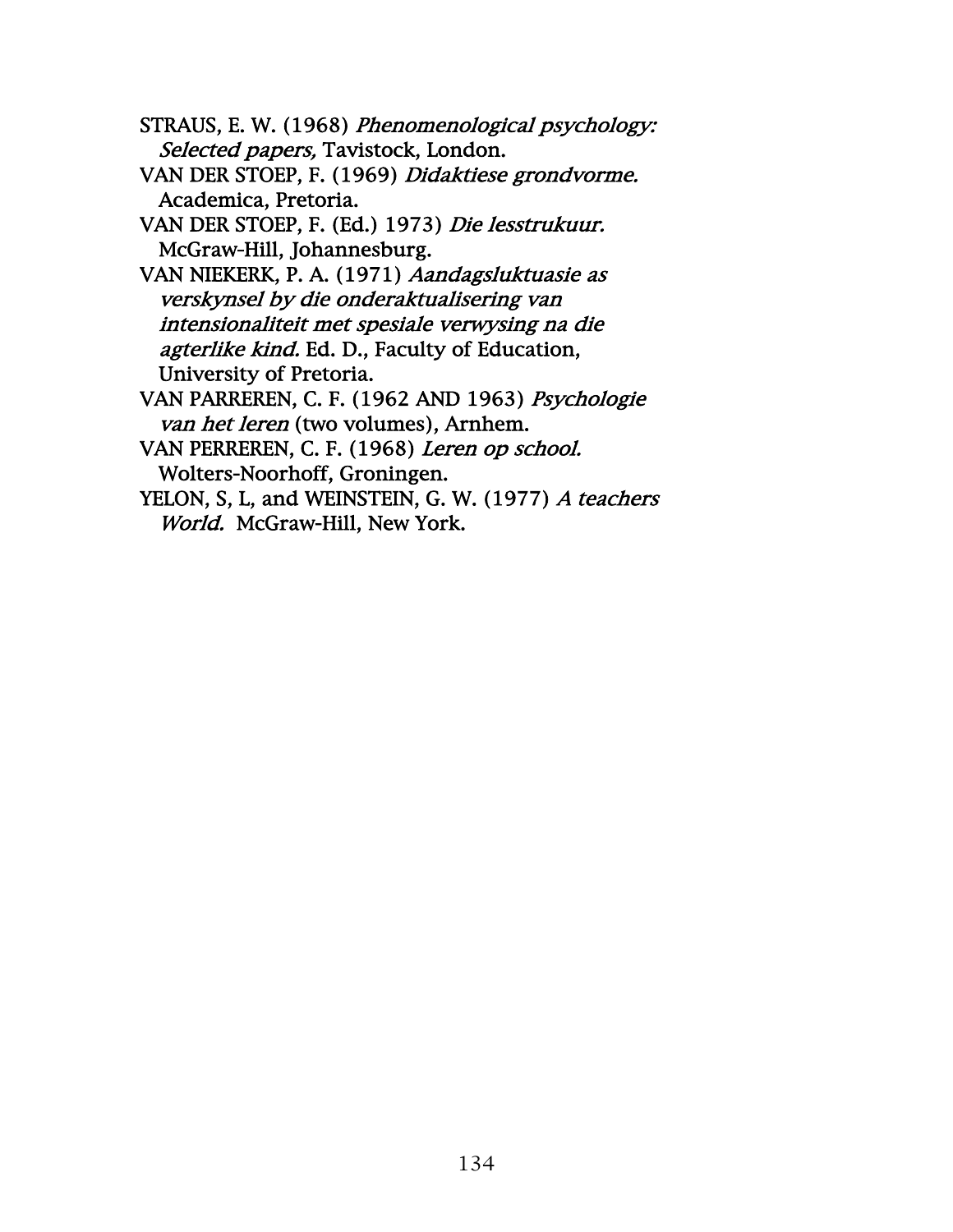STRAUS, E. W. (1968) *Phenomenological psychology: Selected papers,* Tavistock, London.

VAN DER STOEP, F. (1969) *Didaktiese grondvorme.* Academica, Pretoria.

VAN DER STOEP, F. (Ed.) 1973) *Die lesstrukuur.* McGraw-Hill, Johannesburg.

VAN NIEKERK, P. A. (1971) *Aandagsluktuasie as verskynsel by die onderaktualisering van intensionaliteit met spesiale verwysing na die agterlike kind.* Ed. D., Faculty of Education, University of Pretoria.

VAN PARREREN, C. F. (1962 AND 1963) *Psychologie van het leren* (two volumes), Arnhem.

VAN PERREREN, C. F. (1968) *Leren op school.* Wolters-Noorhoff, Groningen.

YELON, S, L, and WEINSTEIN, G. W. (1977) *A teachers World.* McGraw-Hill, New York.